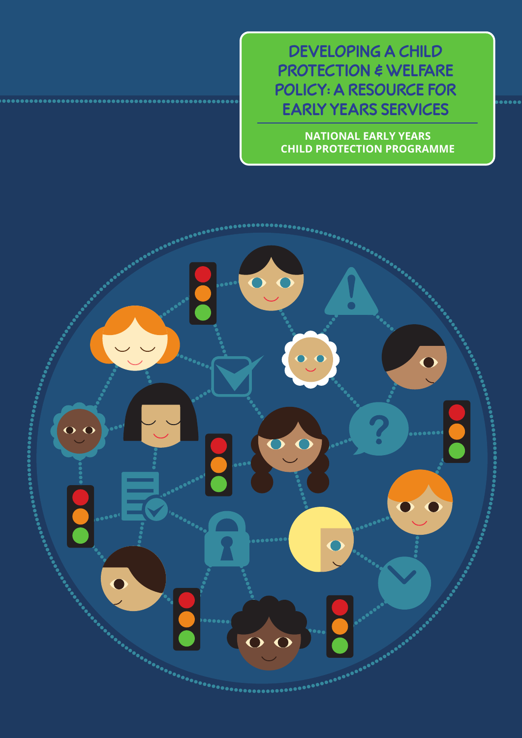# DEVELOPING A CHILD PROTECTION & WELFARE POLICY: A RESOURCE FOR EARLY YEARS SERVICES

**NATIONAL EARLY YEARS CHILD PROTECTION PROGRAMME**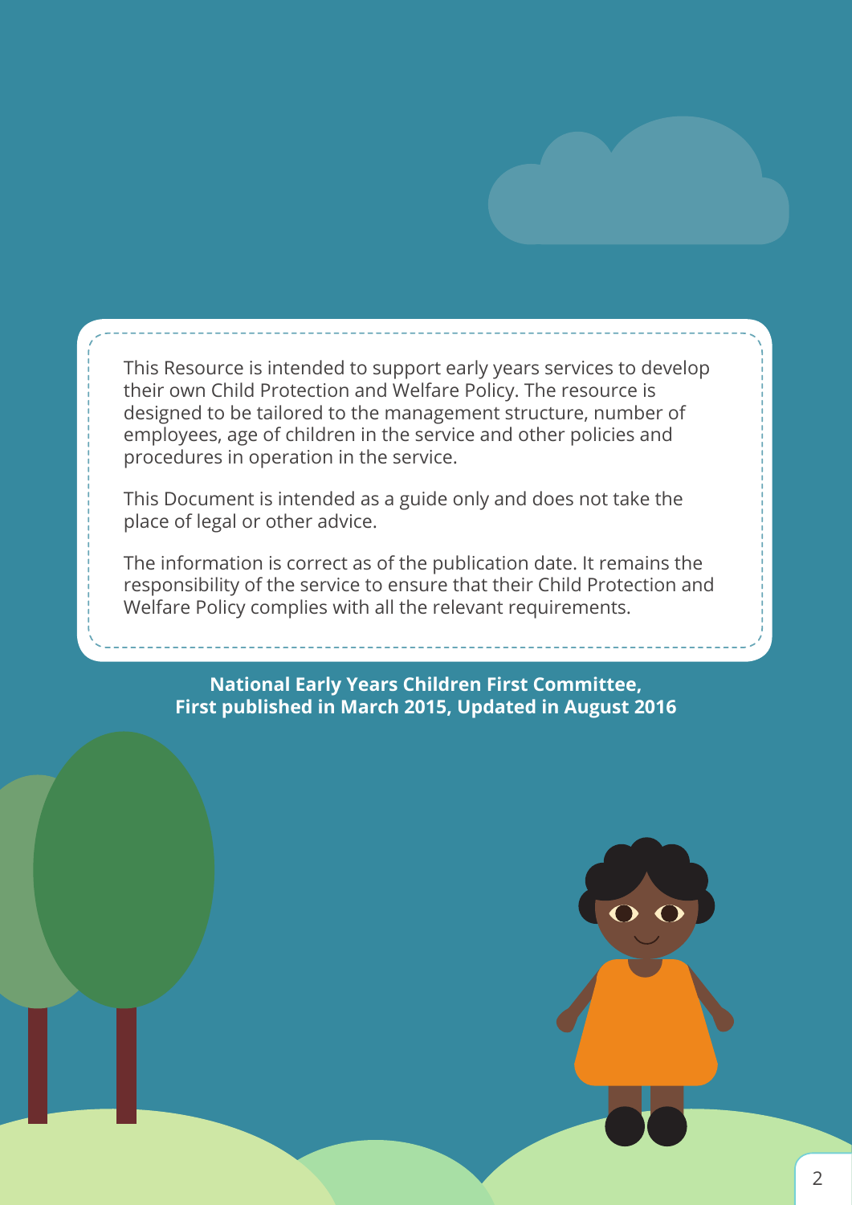This Resource is intended to support early years services to develop their own Child Protection and Welfare Policy. The resource is designed to be tailored to the management structure, number of employees, age of children in the service and other policies and procedures in operation in the service.

This Document is intended as a guide only and does not take the place of legal or other advice.

The information is correct as of the publication date. It remains the responsibility of the service to ensure that their Child Protection and Welfare Policy complies with all the relevant requirements.

**National Early Years Children First Committee,**
**First published in March 2015, Updated in August 2016**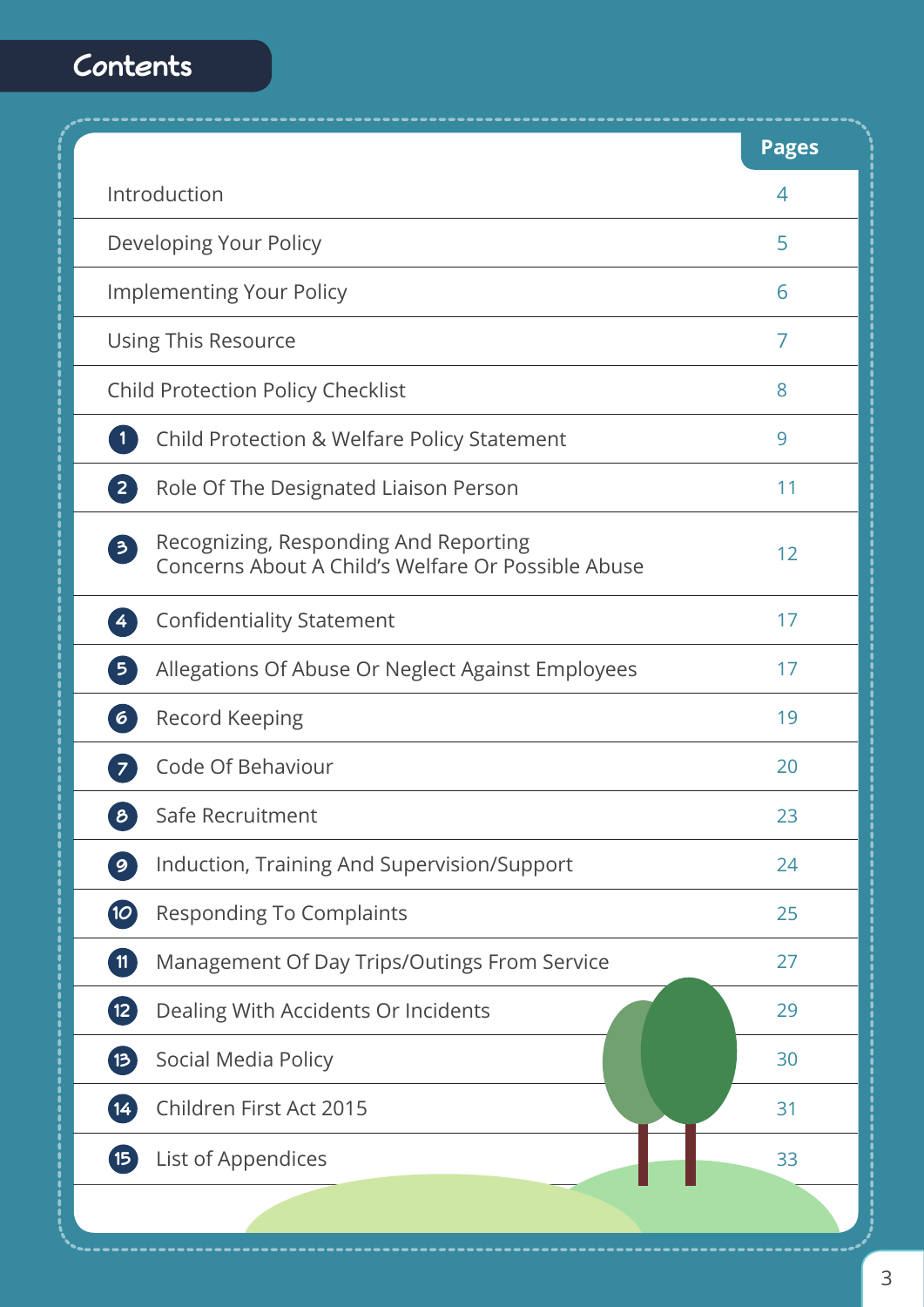# Contents

| | Pages |
|---|---|
| Introduction | 4 |
| Developing Your Policy | 5 |
| Implementing Your Policy | 6 |
| Using This Resource | 7 |
| Child Protection Policy Checklist | 8 |
| 1 Child Protection & Welfare Policy Statement | 9 |
| 2 Role Of The Designated Liaison Person | 11 |
| 3 Recognizing, Responding And Reporting Concerns About A Child's Welfare Or Possible Abuse | 12 |
| 4 Confidentiality Statement | 17 |
| 5 Allegations Of Abuse Or Neglect Against Employees | 17 |
| 6 Record Keeping | 19 |
| 7 Code Of Behaviour | 20 |
| 8 Safe Recruitment | 23 |
| 9 Induction, Training And Supervision/Support | 24 |
| 10 Responding To Complaints | 25 |
| 11 Management Of Day Trips/Outings From Service | 27 |
| 12 Dealing With Accidents Or Incidents | 29 |
| 13 Social Media Policy | 30 |
| 14 Children First Act 2015 | 31 |
| 15 List of Appendices | 33 |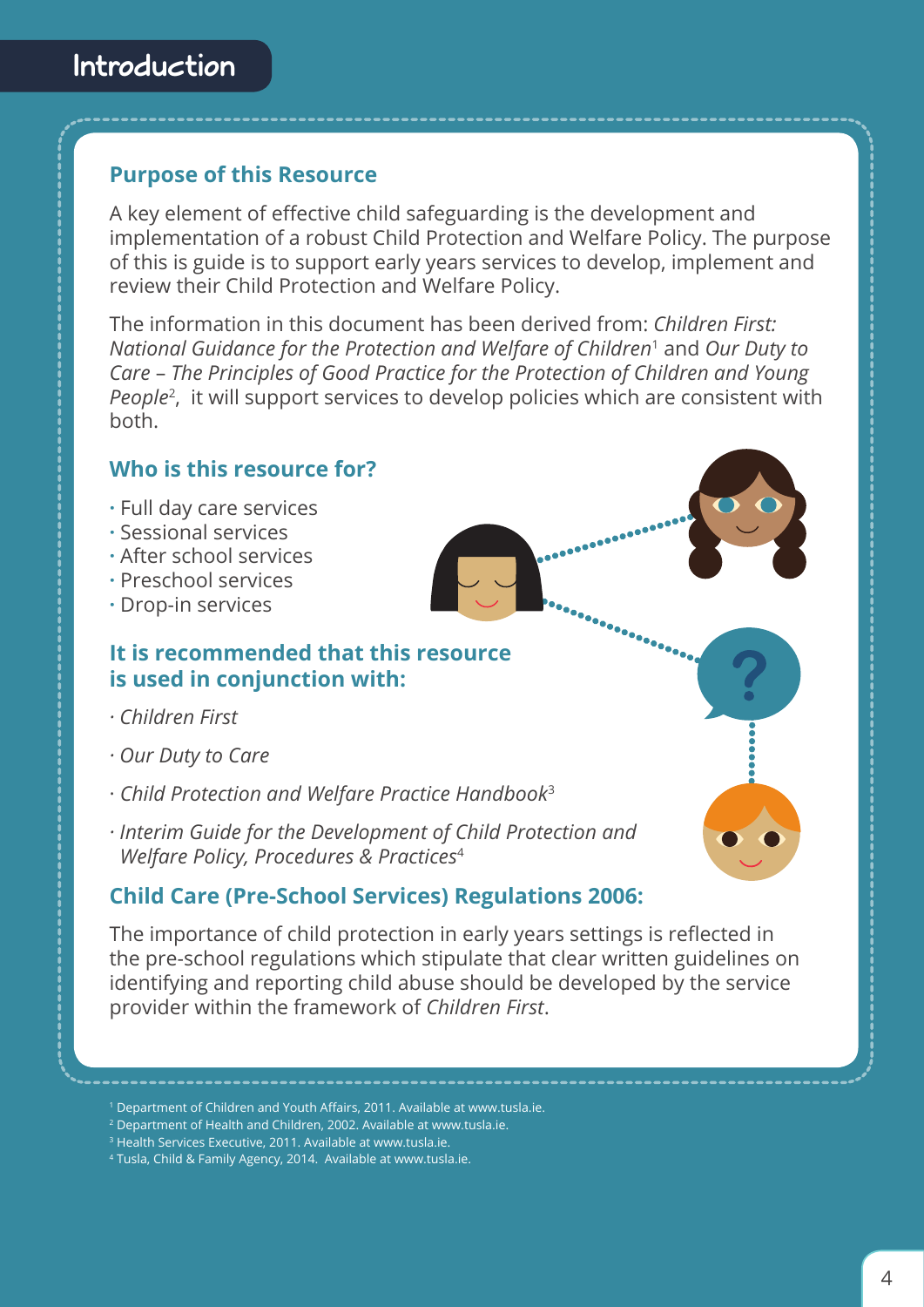# Introduction

## Purpose of this Resource

A key element of effective child safeguarding is the development and implementation of a robust Child Protection and Welfare Policy. The purpose of this is guide is to support early years services to develop, implement and review their Child Protection and Welfare Policy.

The information in this document has been derived from: *Children First: National Guidance for the Protection and Welfare of Children*[1] and *Our Duty to Care – The Principles of Good Practice for the Protection of Children and Young People*[2], it will support services to develop policies which are consistent with both.

## Who is this resource for?

- Full day care services
- Sessional services
- After school services
- Preschool services
- Drop-in services

## It is recommended that this resource is used in conjunction with:

- *Children First*
- *Our Duty to Care*
- *Child Protection and Welfare Practice Handbook*[3]
- *Interim Guide for the Development of Child Protection and Welfare Policy, Procedures & Practices*[4]

## Child Care (Pre-School Services) Regulations 2006:

The importance of child protection in early years settings is reflected in the pre-school regulations which stipulate that clear written guidelines on identifying and reporting child abuse should be developed by the service provider within the framework of *Children First*.

[1] Department of Children and Youth Affairs, 2011. Available at www.tusla.ie.
[2] Department of Health and Children, 2002. Available at www.tusla.ie.
[3] Health Services Executive, 2011. Available at www.tusla.ie.
[4] Tusla, Child & Family Agency, 2014. Available at www.tusla.ie.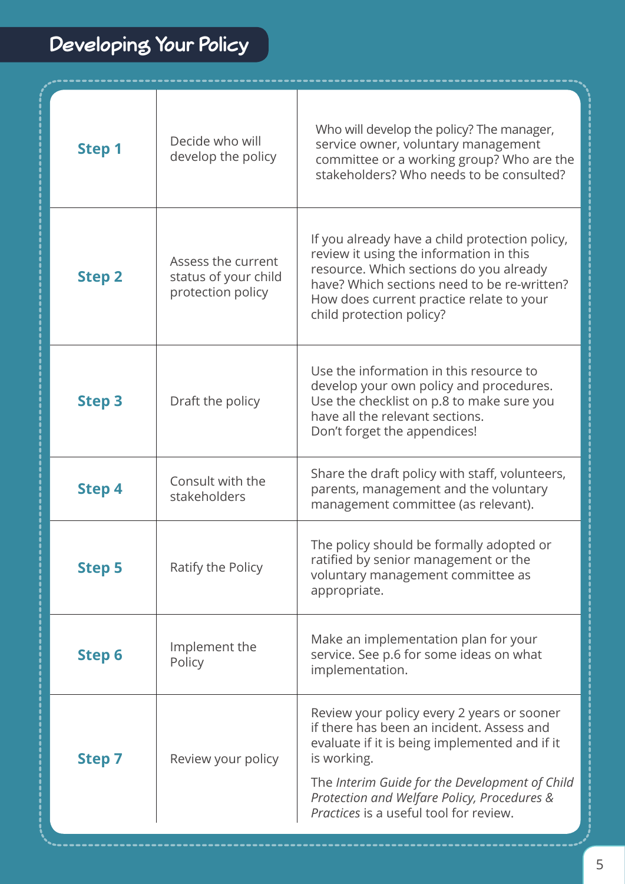# Developing Your Policy

| | | |
|---|---|---|
| **Step 1** | Decide who will develop the policy | Who will develop the policy? The manager, service owner, voluntary management committee or a working group? Who are the stakeholders? Who needs to be consulted? |
| **Step 2** | Assess the current status of your child protection policy | If you already have a child protection policy, review it using the information in this resource. Which sections do you already have? Which sections need to be re-written? How does current practice relate to your child protection policy? |
| **Step 3** | Draft the policy | Use the information in this resource to develop your own policy and procedures. Use the checklist on p.8 to make sure you have all the relevant sections. Don't forget the appendices! |
| **Step 4** | Consult with the stakeholders | Share the draft policy with staff, volunteers, parents, management and the voluntary management committee (as relevant). |
| **Step 5** | Ratify the Policy | The policy should be formally adopted or ratified by senior management or the voluntary management committee as appropriate. |
| **Step 6** | Implement the Policy | Make an implementation plan for your service. See p.6 for some ideas on what implementation. |
| **Step 7** | Review your policy | Review your policy every 2 years or sooner if there has been an incident. Assess and evaluate if it is being implemented and if it is working. The *Interim Guide for the Development of Child Protection and Welfare Policy, Procedures & Practices* is a useful tool for review. |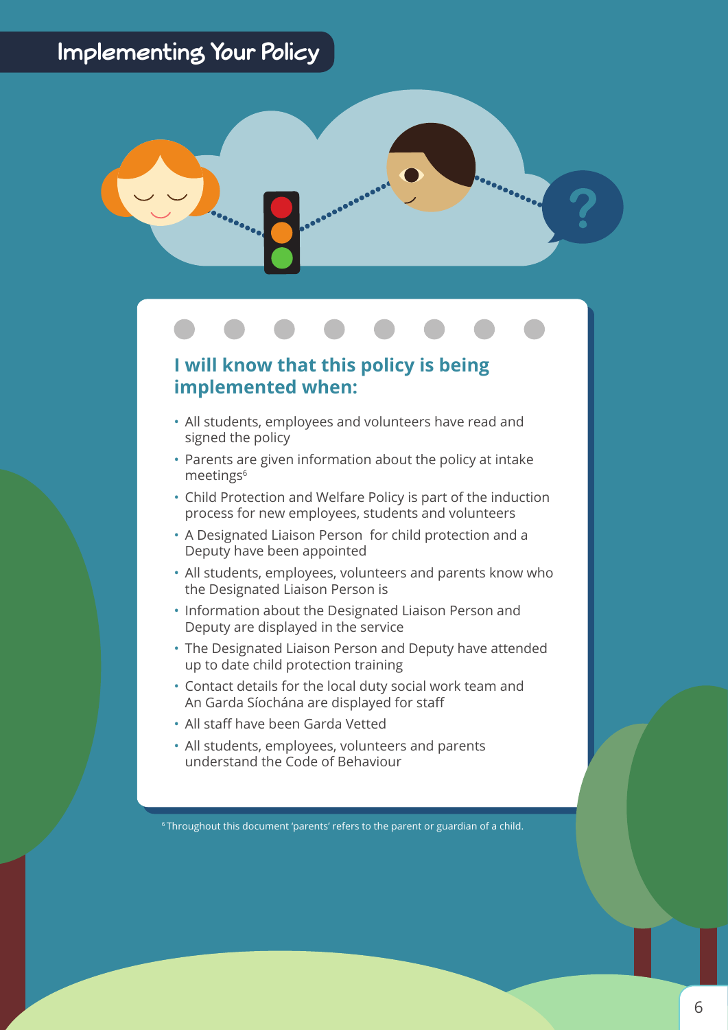# Implementing Your Policy

## I will know that this policy is being implemented when:

- All students, employees and volunteers have read and signed the policy
- Parents are given information about the policy at intake meetings[6]
- Child Protection and Welfare Policy is part of the induction process for new employees, students and volunteers
- A Designated Liaison Person for child protection and a Deputy have been appointed
- All students, employees, volunteers and parents know who the Designated Liaison Person is
- Information about the Designated Liaison Person and Deputy are displayed in the service
- The Designated Liaison Person and Deputy have attended up to date child protection training
- Contact details for the local duty social work team and An Garda Síochána are displayed for staff
- All staff have been Garda Vetted
- All students, employees, volunteers and parents understand the Code of Behaviour

[6] Throughout this document 'parents' refers to the parent or guardian of a child.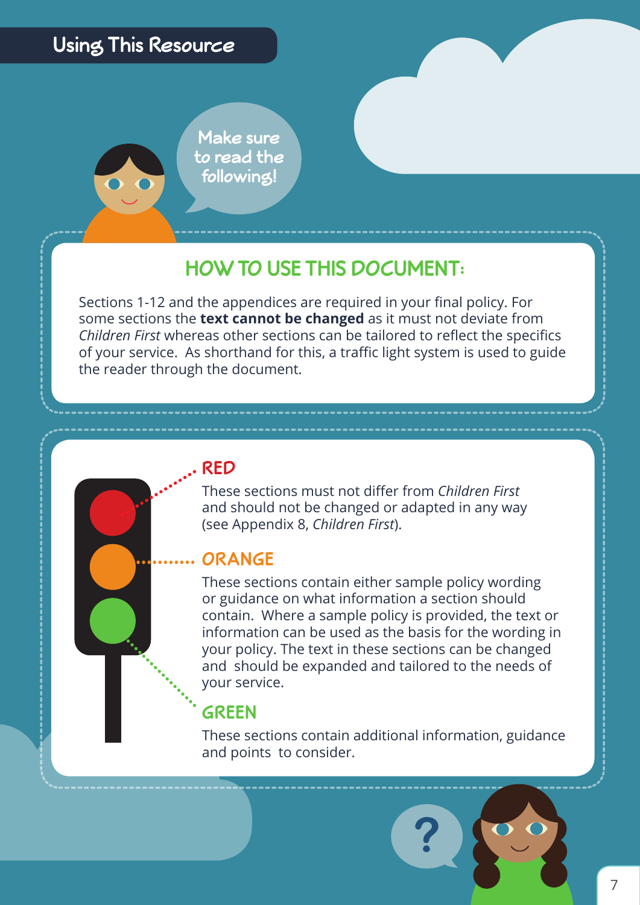## Using This Resource

Make sure to read the following!

### HOW TO USE THIS DOCUMENT:

Sections 1-12 and the appendices are required in your final policy. For some sections the **text cannot be changed** as it must not deviate from *Children First* whereas other sections can be tailored to reflect the specifics of your service. As shorthand for this, a traffic light system is used to guide the reader through the document.

#### RED

These sections must not differ from *Children First* and should not be changed or adapted in any way (see Appendix 8, *Children First*).

#### ORANGE

These sections contain either sample policy wording or guidance on what information a section should contain. Where a sample policy is provided, the text or information can be used as the basis for the wording in your policy. The text in these sections can be changed and should be expanded and tailored to the needs of your service.

#### GREEN

These sections contain additional information, guidance and points to consider.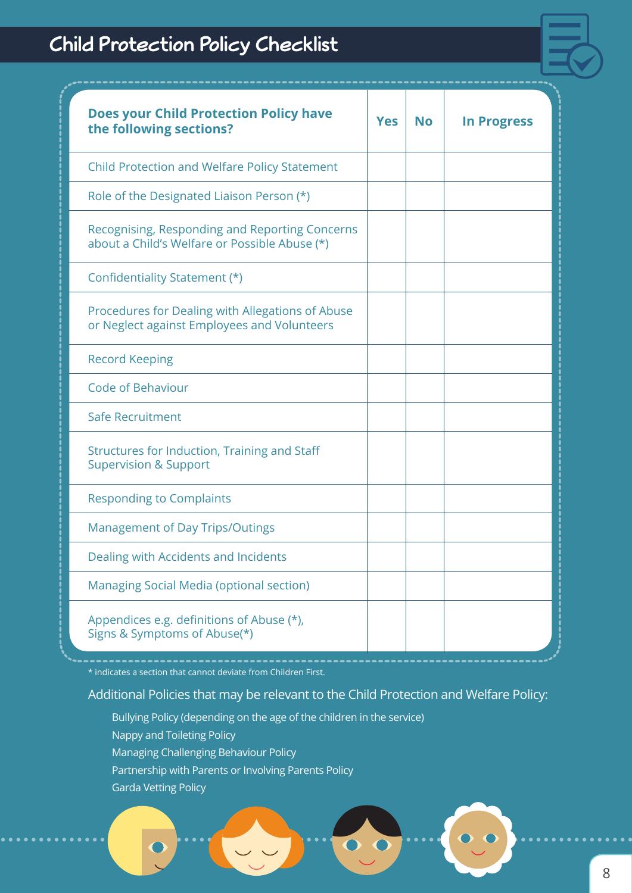# Child Protection Policy Checklist

| Does your Child Protection Policy have the following sections? | Yes | No | In Progress |
|---|---|---|---|
| Child Protection and Welfare Policy Statement | | | |
| Role of the Designated Liaison Person (*) | | | |
| Recognising, Responding and Reporting Concerns about a Child's Welfare or Possible Abuse (*) | | | |
| Confidentiality Statement (*) | | | |
| Procedures for Dealing with Allegations of Abuse or Neglect against Employees and Volunteers | | | |
| Record Keeping | | | |
| Code of Behaviour | | | |
| Safe Recruitment | | | |
| Structures for Induction, Training and Staff Supervision & Support | | | |
| Responding to Complaints | | | |
| Management of Day Trips/Outings | | | |
| Dealing with Accidents and Incidents | | | |
| Managing Social Media (optional section) | | | |
| Appendices e.g. definitions of Abuse (*), Signs & Symptoms of Abuse(*) | | | |

* indicates a section that cannot deviate from Children First.

Additional Policies that may be relevant to the Child Protection and Welfare Policy:

- Bullying Policy (depending on the age of the children in the service)
- Nappy and Toileting Policy
- Managing Challenging Behaviour Policy
- Partnership with Parents or Involving Parents Policy
- Garda Vetting Policy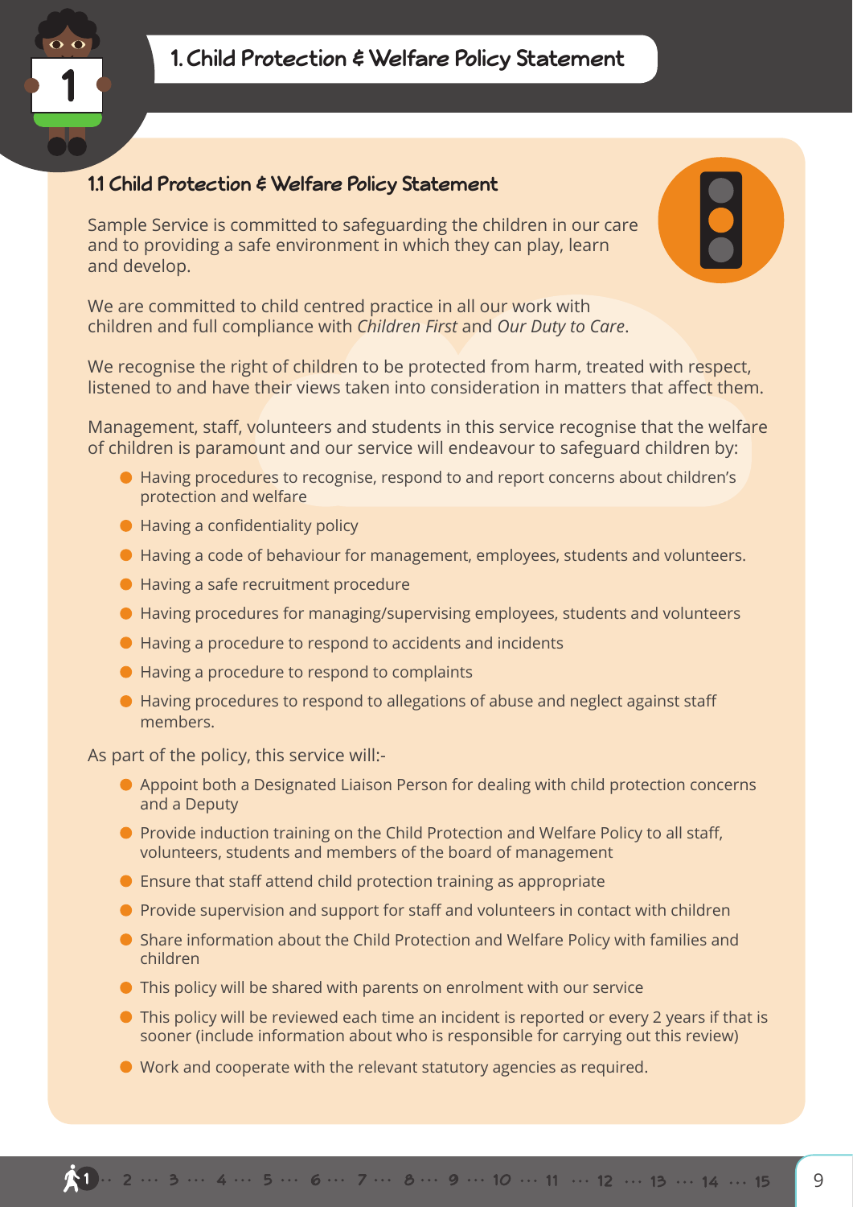# 1. Child Protection & Welfare Policy Statement

## 1.1 Child Protection & Welfare Policy Statement

Sample Service is committed to safeguarding the children in our care and to providing a safe environment in which they can play, learn and develop.

We are committed to child centred practice in all our work with children and full compliance with *Children First* and *Our Duty to Care*.

We recognise the right of children to be protected from harm, treated with respect, listened to and have their views taken into consideration in matters that affect them.

Management, staff, volunteers and students in this service recognise that the welfare of children is paramount and our service will endeavour to safeguard children by:

- Having procedures to recognise, respond to and report concerns about children's protection and welfare
- Having a confidentiality policy
- Having a code of behaviour for management, employees, students and volunteers.
- Having a safe recruitment procedure
- Having procedures for managing/supervising employees, students and volunteers
- Having a procedure to respond to accidents and incidents
- Having a procedure to respond to complaints
- Having procedures to respond to allegations of abuse and neglect against staff members.

As part of the policy, this service will:-

- Appoint both a Designated Liaison Person for dealing with child protection concerns and a Deputy
- Provide induction training on the Child Protection and Welfare Policy to all staff, volunteers, students and members of the board of management
- Ensure that staff attend child protection training as appropriate
- Provide supervision and support for staff and volunteers in contact with children
- Share information about the Child Protection and Welfare Policy with families and children
- This policy will be shared with parents on enrolment with our service
- This policy will be reviewed each time an incident is reported or every 2 years if that is sooner (include information about who is responsible for carrying out this review)
- Work and cooperate with the relevant statutory agencies as required.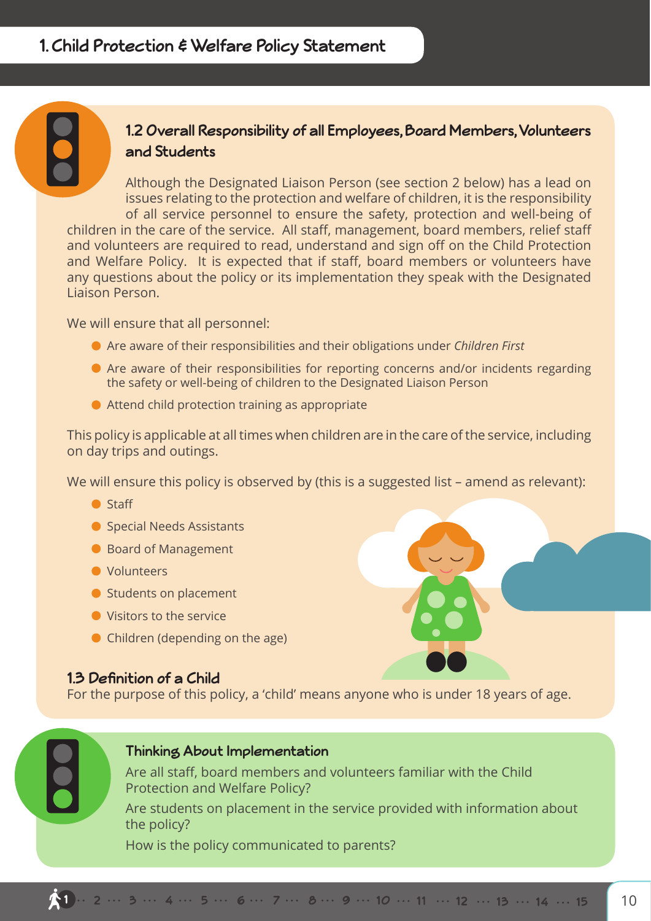# 1. Child Protection & Welfare Policy Statement

## 1.2 Overall Responsibility of all Employees, Board Members, Volunteers and Students

Although the Designated Liaison Person (see section 2 below) has a lead on issues relating to the protection and welfare of children, it is the responsibility of all service personnel to ensure the safety, protection and well-being of children in the care of the service. All staff, management, board members, relief staff and volunteers are required to read, understand and sign off on the Child Protection and Welfare Policy. It is expected that if staff, board members or volunteers have any questions about the policy or its implementation they speak with the Designated Liaison Person.

We will ensure that all personnel:

- Are aware of their responsibilities and their obligations under *Children First*
- Are aware of their responsibilities for reporting concerns and/or incidents regarding the safety or well-being of children to the Designated Liaison Person
- Attend child protection training as appropriate

This policy is applicable at all times when children are in the care of the service, including on day trips and outings.

We will ensure this policy is observed by (this is a suggested list – amend as relevant):

- Staff
- Special Needs Assistants
- Board of Management
- Volunteers
- Students on placement
- Visitors to the service
- Children (depending on the age)

## 1.3 Definition of a Child

For the purpose of this policy, a 'child' means anyone who is under 18 years of age.

### Thinking About Implementation

Are all staff, board members and volunteers familiar with the Child Protection and Welfare Policy?

Are students on placement in the service provided with information about the policy?

How is the policy communicated to parents?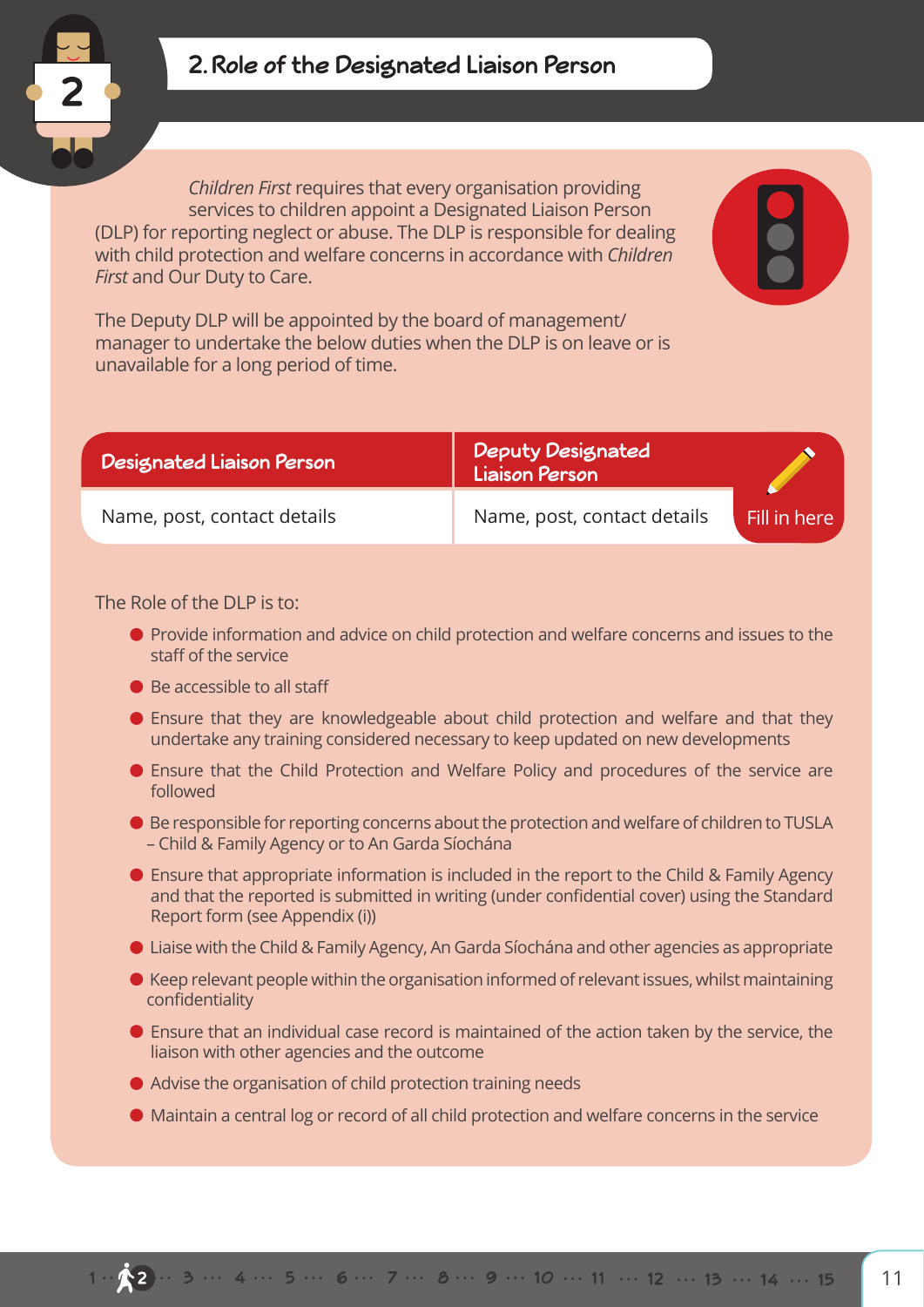## 2. Role of the Designated Liaison Person

*Children First* requires that every organisation providing services to children appoint a Designated Liaison Person (DLP) for reporting neglect or abuse. The DLP is responsible for dealing with child protection and welfare concerns in accordance with *Children First* and Our Duty to Care.

The Deputy DLP will be appointed by the board of management/ manager to undertake the below duties when the DLP is on leave or is unavailable for a long period of time.

| Designated Liaison Person | Deputy Designated Liaison Person |
| --- | --- |
| Name, post, contact details | Name, post, contact details |

Fill in here

The Role of the DLP is to:

- Provide information and advice on child protection and welfare concerns and issues to the staff of the service
- Be accessible to all staff
- Ensure that they are knowledgeable about child protection and welfare and that they undertake any training considered necessary to keep updated on new developments
- Ensure that the Child Protection and Welfare Policy and procedures of the service are followed
- Be responsible for reporting concerns about the protection and welfare of children to TUSLA – Child & Family Agency or to An Garda Síochána
- Ensure that appropriate information is included in the report to the Child & Family Agency and that the reported is submitted in writing (under confidential cover) using the Standard Report form (see Appendix (i))
- Liaise with the Child & Family Agency, An Garda Síochána and other agencies as appropriate
- Keep relevant people within the organisation informed of relevant issues, whilst maintaining confidentiality
- Ensure that an individual case record is maintained of the action taken by the service, the liaison with other agencies and the outcome
- Advise the organisation of child protection training needs
- Maintain a central log or record of all child protection and welfare concerns in the service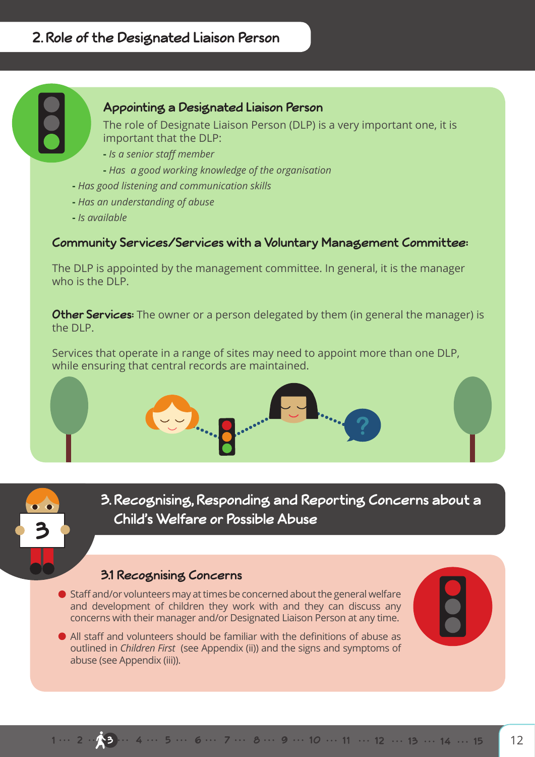## 2. Role of the Designated Liaison Person

### Appointing a Designated Liaison Person

The role of Designate Liaison Person (DLP) is a very important one, it is important that the DLP:

- *Is a senior staff member*
- *Has a good working knowledge of the organisation*
- *Has good listening and communication skills*
- *Has an understanding of abuse*
- *Is available*

### Community Services/Services with a Voluntary Management Committee:

The DLP is appointed by the management committee. In general, it is the manager who is the DLP.

**Other Services:** The owner or a person delegated by them (in general the manager) is the DLP.

Services that operate in a range of sites may need to appoint more than one DLP, while ensuring that central records are maintained.

## 3. Recognising, Responding and Reporting Concerns about a Child's Welfare or Possible Abuse

### 3.1 Recognising Concerns

- Staff and/or volunteers may at times be concerned about the general welfare and development of children they work with and they can discuss any concerns with their manager and/or Designated Liaison Person at any time.
- All staff and volunteers should be familiar with the definitions of abuse as outlined in *Children First* (see Appendix (ii)) and the signs and symptoms of abuse (see Appendix (iii)).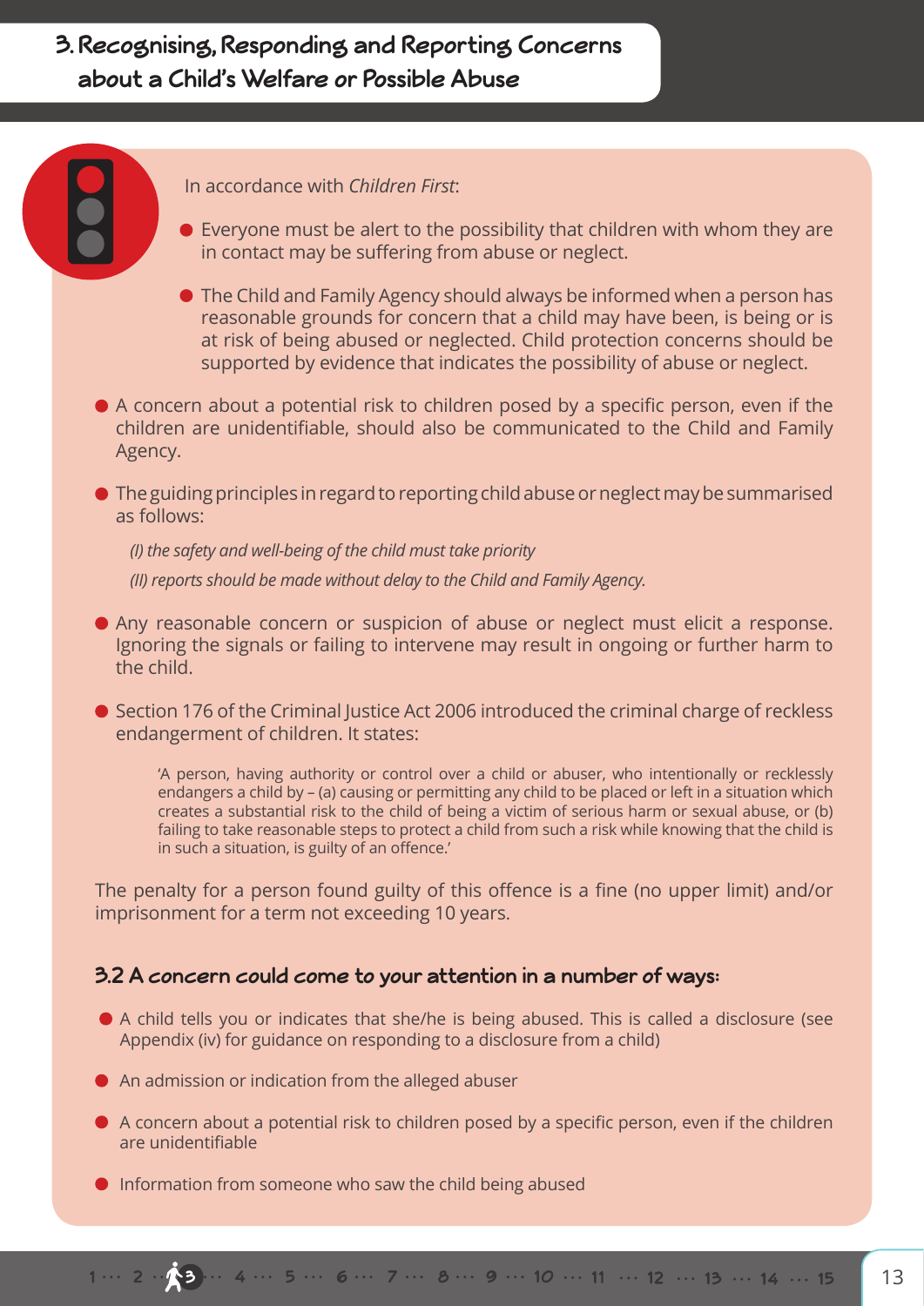# 3. Recognising, Responding and Reporting Concerns about a Child's Welfare or Possible Abuse

In accordance with *Children First*:

- Everyone must be alert to the possibility that children with whom they are in contact may be suffering from abuse or neglect.
- The Child and Family Agency should always be informed when a person has reasonable grounds for concern that a child may have been, is being or is at risk of being abused or neglected. Child protection concerns should be supported by evidence that indicates the possibility of abuse or neglect.
- A concern about a potential risk to children posed by a specific person, even if the children are unidentifiable, should also be communicated to the Child and Family Agency.
- The guiding principles in regard to reporting child abuse or neglect may be summarised as follows:

  *(I) the safety and well-being of the child must take priority*

  *(II) reports should be made without delay to the Child and Family Agency.*

- Any reasonable concern or suspicion of abuse or neglect must elicit a response. Ignoring the signals or failing to intervene may result in ongoing or further harm to the child.
- Section 176 of the Criminal Justice Act 2006 introduced the criminal charge of reckless endangerment of children. It states:

  'A person, having authority or control over a child or abuser, who intentionally or recklessly endangers a child by – (a) causing or permitting any child to be placed or left in a situation which creates a substantial risk to the child of being a victim of serious harm or sexual abuse, or (b) failing to take reasonable steps to protect a child from such a risk while knowing that the child is in such a situation, is guilty of an offence.'

The penalty for a person found guilty of this offence is a fine (no upper limit) and/or imprisonment for a term not exceeding 10 years.

### 3.2 A concern could come to your attention in a number of ways:

- A child tells you or indicates that she/he is being abused. This is called a disclosure (see Appendix (iv) for guidance on responding to a disclosure from a child)
- An admission or indication from the alleged abuser
- A concern about a potential risk to children posed by a specific person, even if the children are unidentifiable
- Information from someone who saw the child being abused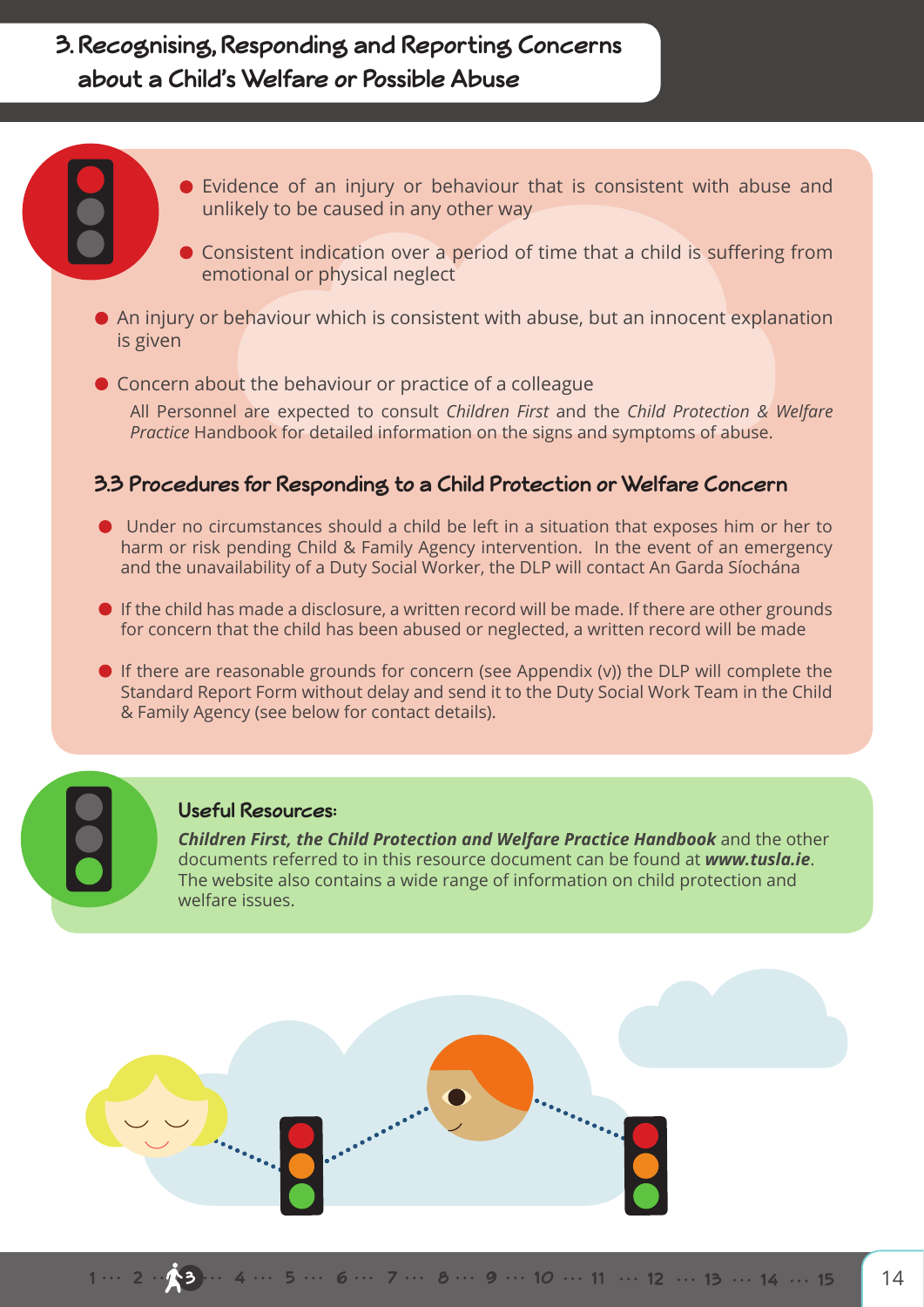## 3. Recognising, Responding and Reporting Concerns about a Child's Welfare or Possible Abuse

- Evidence of an injury or behaviour that is consistent with abuse and unlikely to be caused in any other way
- Consistent indication over a period of time that a child is suffering from emotional or physical neglect
- An injury or behaviour which is consistent with abuse, but an innocent explanation is given
- Concern about the behaviour or practice of a colleague

All Personnel are expected to consult *Children First* and the *Child Protection & Welfare Practice* Handbook for detailed information on the signs and symptoms of abuse.

### 3.3 Procedures for Responding to a Child Protection or Welfare Concern

- Under no circumstances should a child be left in a situation that exposes him or her to harm or risk pending Child & Family Agency intervention. In the event of an emergency and the unavailability of a Duty Social Worker, the DLP will contact An Garda Síochána
- If the child has made a disclosure, a written record will be made. If there are other grounds for concern that the child has been abused or neglected, a written record will be made
- If there are reasonable grounds for concern (see Appendix (v)) the DLP will complete the Standard Report Form without delay and send it to the Duty Social Work Team in the Child & Family Agency (see below for contact details).

**Useful Resources:**

***Children First, the Child Protection and Welfare Practice Handbook*** and the other documents referred to in this resource document can be found at ***www.tusla.ie***. The website also contains a wide range of information on child protection and welfare issues.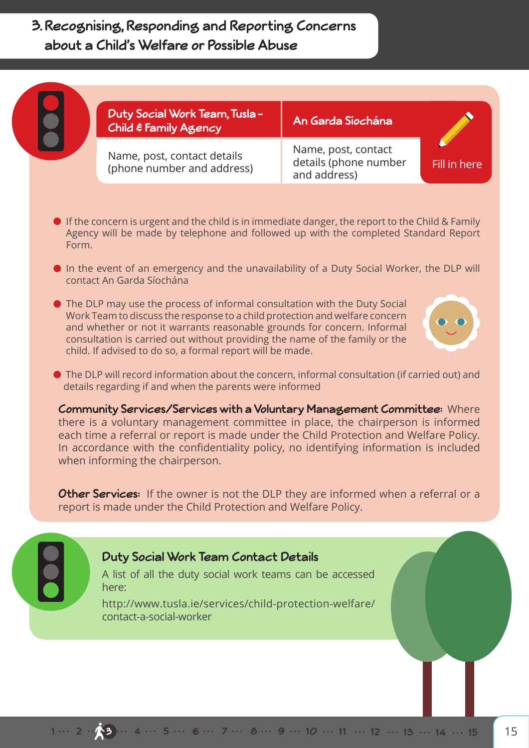## 3. Recognising, Responding and Reporting Concerns about a Child's Welfare or Possible Abuse

| Duty Social Work Team, Tusla - Child & Family Agency | An Garda Síochána | Fill in here |
|---|---|---|
| Name, post, contact details (phone number and address) | Name, post, contact details (phone number and address) | |

- If the concern is urgent and the child is in immediate danger, the report to the Child & Family Agency will be made by telephone and followed up with the completed Standard Report Form.
- In the event of an emergency and the unavailability of a Duty Social Worker, the DLP will contact An Garda Síochána
- The DLP may use the process of informal consultation with the Duty Social Work Team to discuss the response to a child protection and welfare concern and whether or not it warrants reasonable grounds for concern. Informal consultation is carried out without providing the name of the family or the child. If advised to do so, a formal report will be made.
- The DLP will record information about the concern, informal consultation (if carried out) and details regarding if and when the parents were informed

**Community Services/Services with a Voluntary Management Committee:** Where there is a voluntary management committee in place, the chairperson is informed each time a referral or report is made under the Child Protection and Welfare Policy. In accordance with the confidentiality policy, no identifying information is included when informing the chairperson.

**Other Services:** If the owner is not the DLP they are informed when a referral or a report is made under the Child Protection and Welfare Policy.

### Duty Social Work Team Contact Details

A list of all the duty social work teams can be accessed here:

http://www.tusla.ie/services/child-protection-welfare/contact-a-social-worker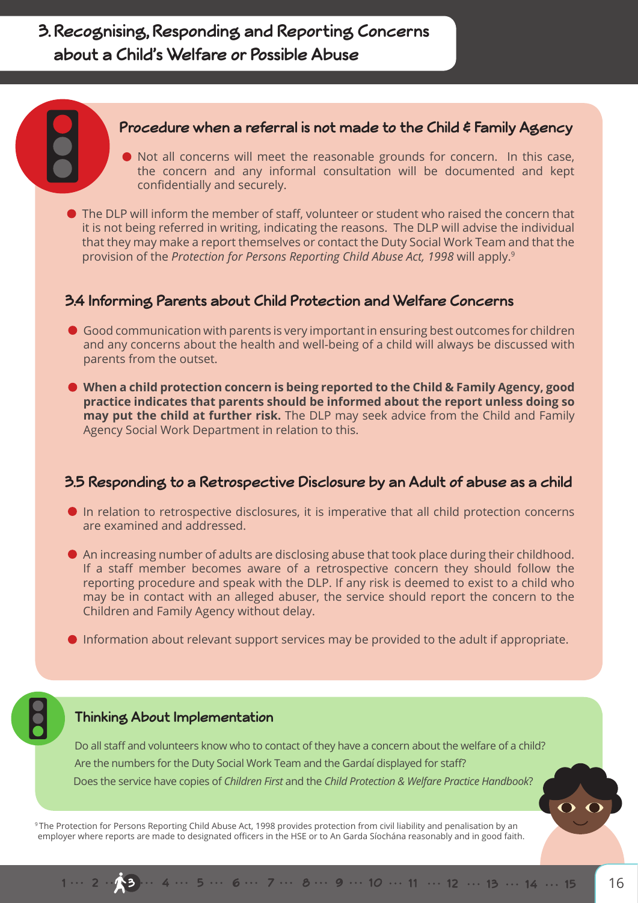## 3. Recognising, Responding and Reporting Concerns about a Child's Welfare or Possible Abuse

### Procedure when a referral is not made to the Child & Family Agency

- Not all concerns will meet the reasonable grounds for concern. In this case, the concern and any informal consultation will be documented and kept confidentially and securely.
- The DLP will inform the member of staff, volunteer or student who raised the concern that it is not being referred in writing, indicating the reasons. The DLP will advise the individual that they may make a report themselves or contact the Duty Social Work Team and that the provision of the *Protection for Persons Reporting Child Abuse Act, 1998* will apply.[9]

### 3.4 Informing Parents about Child Protection and Welfare Concerns

- Good communication with parents is very important in ensuring best outcomes for children and any concerns about the health and well-being of a child will always be discussed with parents from the outset.
- **When a child protection concern is being reported to the Child & Family Agency, good practice indicates that parents should be informed about the report unless doing so may put the child at further risk.** The DLP may seek advice from the Child and Family Agency Social Work Department in relation to this.

### 3.5 Responding to a Retrospective Disclosure by an Adult of abuse as a child

- In relation to retrospective disclosures, it is imperative that all child protection concerns are examined and addressed.
- An increasing number of adults are disclosing abuse that took place during their childhood. If a staff member becomes aware of a retrospective concern they should follow the reporting procedure and speak with the DLP. If any risk is deemed to exist to a child who may be in contact with an alleged abuser, the service should report the concern to the Children and Family Agency without delay.
- Information about relevant support services may be provided to the adult if appropriate.

### Thinking About Implementation

Do all staff and volunteers know who to contact of they have a concern about the welfare of a child?

Are the numbers for the Duty Social Work Team and the Gardaí displayed for staff?

Does the service have copies of *Children First* and the *Child Protection & Welfare Practice Handbook*?

[9] The Protection for Persons Reporting Child Abuse Act, 1998 provides protection from civil liability and penalisation by an employer where reports are made to designated officers in the HSE or to An Garda Síochána reasonably and in good faith.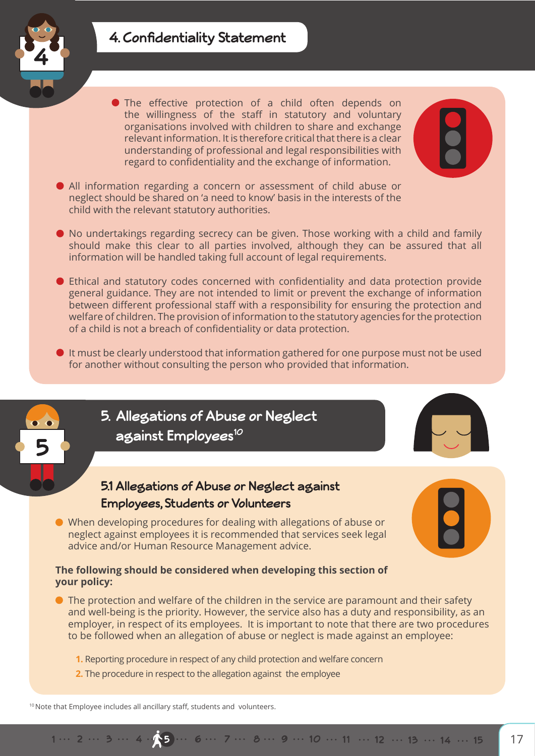## 4. Confidentiality Statement

- The effective protection of a child often depends on the willingness of the staff in statutory and voluntary organisations involved with children to share and exchange relevant information. It is therefore critical that there is a clear understanding of professional and legal responsibilities with regard to confidentiality and the exchange of information.
- All information regarding a concern or assessment of child abuse or neglect should be shared on 'a need to know' basis in the interests of the child with the relevant statutory authorities.
- No undertakings regarding secrecy can be given. Those working with a child and family should make this clear to all parties involved, although they can be assured that all information will be handled taking full account of legal requirements.
- Ethical and statutory codes concerned with confidentiality and data protection provide general guidance. They are not intended to limit or prevent the exchange of information between different professional staff with a responsibility for ensuring the protection and welfare of children. The provision of information to the statutory agencies for the protection of a child is not a breach of confidentiality or data protection.
- It must be clearly understood that information gathered for one purpose must not be used for another without consulting the person who provided that information.

## 5. Allegations of Abuse or Neglect against Employees[10]

### 5.1 Allegations of Abuse or Neglect against Employees, Students or Volunteers

- When developing procedures for dealing with allegations of abuse or neglect against employees it is recommended that services seek legal advice and/or Human Resource Management advice.

**The following should be considered when developing this section of your policy:**

- The protection and welfare of the children in the service are paramount and their safety and well-being is the priority. However, the service also has a duty and responsibility, as an employer, in respect of its employees. It is important to note that there are two procedures to be followed when an allegation of abuse or neglect is made against an employee:

  1. Reporting procedure in respect of any child protection and welfare concern
  2. The procedure in respect to the allegation against the employee

[10] Note that Employee includes all ancillary staff, students and volunteers.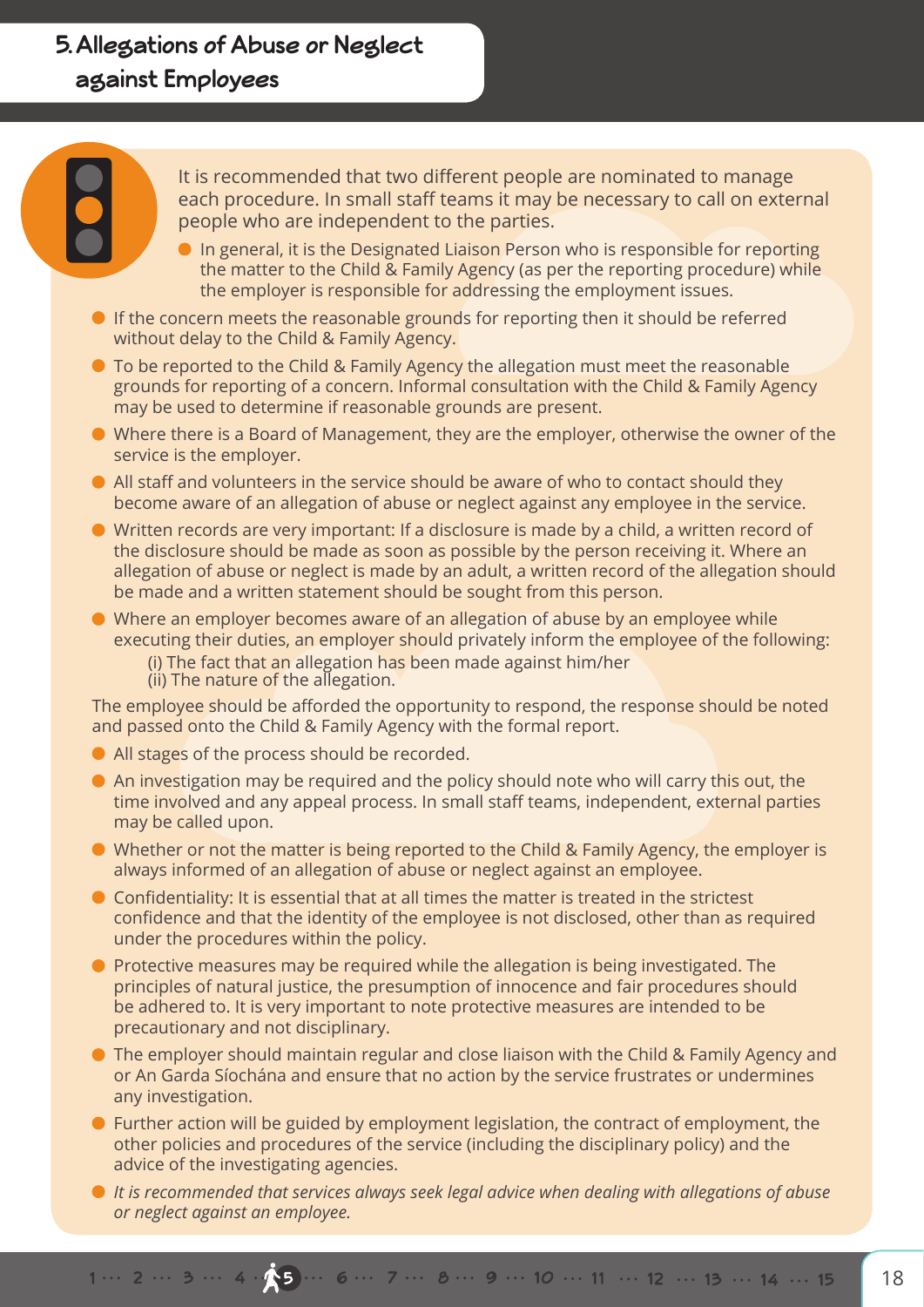## 5. Allegations of Abuse or Neglect against Employees

It is recommended that two different people are nominated to manage each procedure. In small staff teams it may be necessary to call on external people who are independent to the parties.

- In general, it is the Designated Liaison Person who is responsible for reporting the matter to the Child & Family Agency (as per the reporting procedure) while the employer is responsible for addressing the employment issues.
- If the concern meets the reasonable grounds for reporting then it should be referred without delay to the Child & Family Agency.
- To be reported to the Child & Family Agency the allegation must meet the reasonable grounds for reporting of a concern. Informal consultation with the Child & Family Agency may be used to determine if reasonable grounds are present.
- Where there is a Board of Management, they are the employer, otherwise the owner of the service is the employer.
- All staff and volunteers in the service should be aware of who to contact should they become aware of an allegation of abuse or neglect against any employee in the service.
- Written records are very important: If a disclosure is made by a child, a written record of the disclosure should be made as soon as possible by the person receiving it. Where an allegation of abuse or neglect is made by an adult, a written record of the allegation should be made and a written statement should be sought from this person.
- Where an employer becomes aware of an allegation of abuse by an employee while executing their duties, an employer should privately inform the employee of the following:
  (i) The fact that an allegation has been made against him/her
  (ii) The nature of the allegation.

The employee should be afforded the opportunity to respond, the response should be noted and passed onto the Child & Family Agency with the formal report.

- All stages of the process should be recorded.
- An investigation may be required and the policy should note who will carry this out, the time involved and any appeal process. In small staff teams, independent, external parties may be called upon.
- Whether or not the matter is being reported to the Child & Family Agency, the employer is always informed of an allegation of abuse or neglect against an employee.
- Confidentiality: It is essential that at all times the matter is treated in the strictest confidence and that the identity of the employee is not disclosed, other than as required under the procedures within the policy.
- Protective measures may be required while the allegation is being investigated. The principles of natural justice, the presumption of innocence and fair procedures should be adhered to. It is very important to note protective measures are intended to be precautionary and not disciplinary.
- The employer should maintain regular and close liaison with the Child & Family Agency and or An Garda Síochána and ensure that no action by the service frustrates or undermines any investigation.
- Further action will be guided by employment legislation, the contract of employment, the other policies and procedures of the service (including the disciplinary policy) and the advice of the investigating agencies.
- *It is recommended that services always seek legal advice when dealing with allegations of abuse or neglect against an employee.*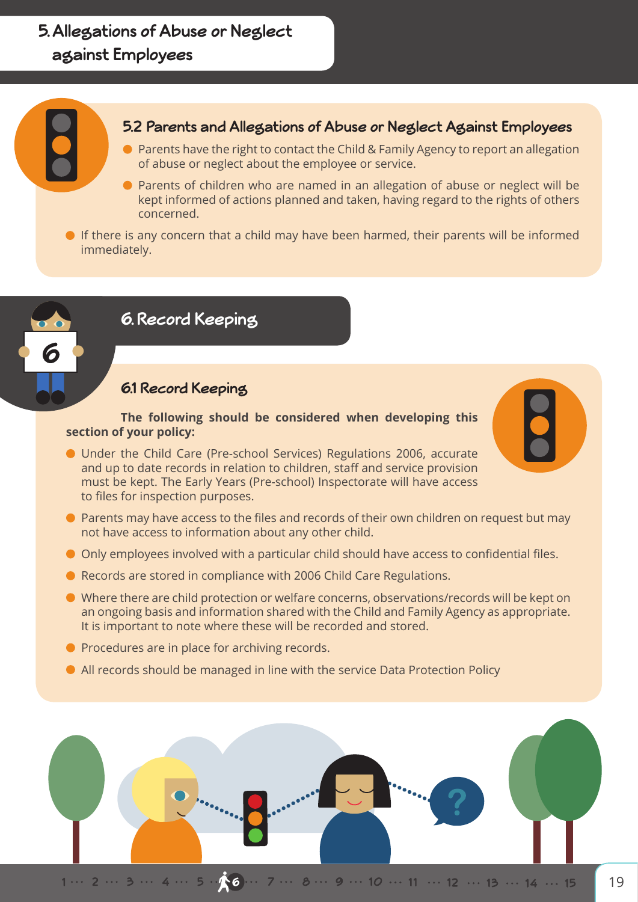# 5. Allegations of Abuse or Neglect against Employees

### 5.2 Parents and Allegations of Abuse or Neglect Against Employees

- Parents have the right to contact the Child & Family Agency to report an allegation of abuse or neglect about the employee or service.
- Parents of children who are named in an allegation of abuse or neglect will be kept informed of actions planned and taken, having regard to the rights of others concerned.
- If there is any concern that a child may have been harmed, their parents will be informed immediately.

# 6. Record Keeping

### 6.1 Record Keeping

**The following should be considered when developing this section of your policy:**

- Under the Child Care (Pre-school Services) Regulations 2006, accurate and up to date records in relation to children, staff and service provision must be kept. The Early Years (Pre-school) Inspectorate will have access to files for inspection purposes.
- Parents may have access to the files and records of their own children on request but may not have access to information about any other child.
- Only employees involved with a particular child should have access to confidential files.
- Records are stored in compliance with 2006 Child Care Regulations.
- Where there are child protection or welfare concerns, observations/records will be kept on an ongoing basis and information shared with the Child and Family Agency as appropriate. It is important to note where these will be recorded and stored.
- Procedures are in place for archiving records.
- All records should be managed in line with the service Data Protection Policy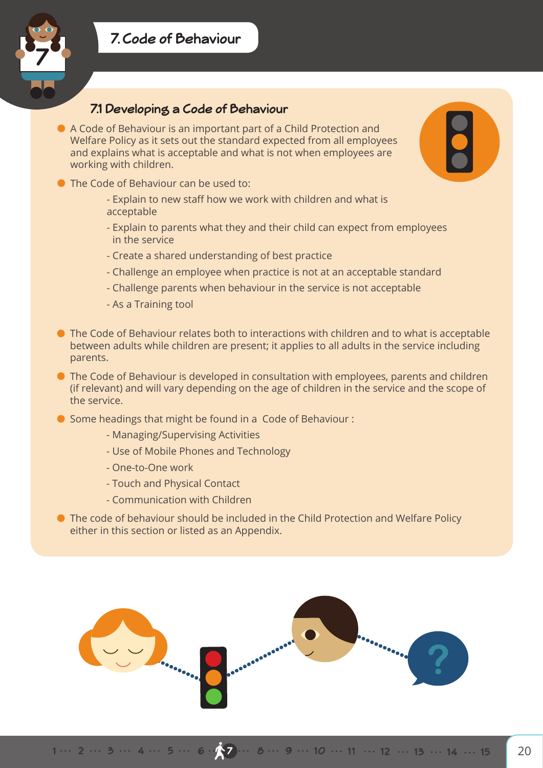# 7. Code of Behaviour

## 7.1 Developing a Code of Behaviour

- A Code of Behaviour is an important part of a Child Protection and Welfare Policy as it sets out the standard expected from all employees and explains what is acceptable and what is not when employees are working with children.
- The Code of Behaviour can be used to:
  - Explain to new staff how we work with children and what is acceptable
  - Explain to parents what they and their child can expect from employees in the service
  - Create a shared understanding of best practice
  - Challenge an employee when practice is not at an acceptable standard
  - Challenge parents when behaviour in the service is not acceptable
  - As a Training tool
- The Code of Behaviour relates both to interactions with children and to what is acceptable between adults while children are present; it applies to all adults in the service including parents.
- The Code of Behaviour is developed in consultation with employees, parents and children (if relevant) and will vary depending on the age of children in the service and the scope of the service.
- Some headings that might be found in a Code of Behaviour :
  - Managing/Supervising Activities
  - Use of Mobile Phones and Technology
  - One-to-One work
  - Touch and Physical Contact
  - Communication with Children
- The code of behaviour should be included in the Child Protection and Welfare Policy either in this section or listed as an Appendix.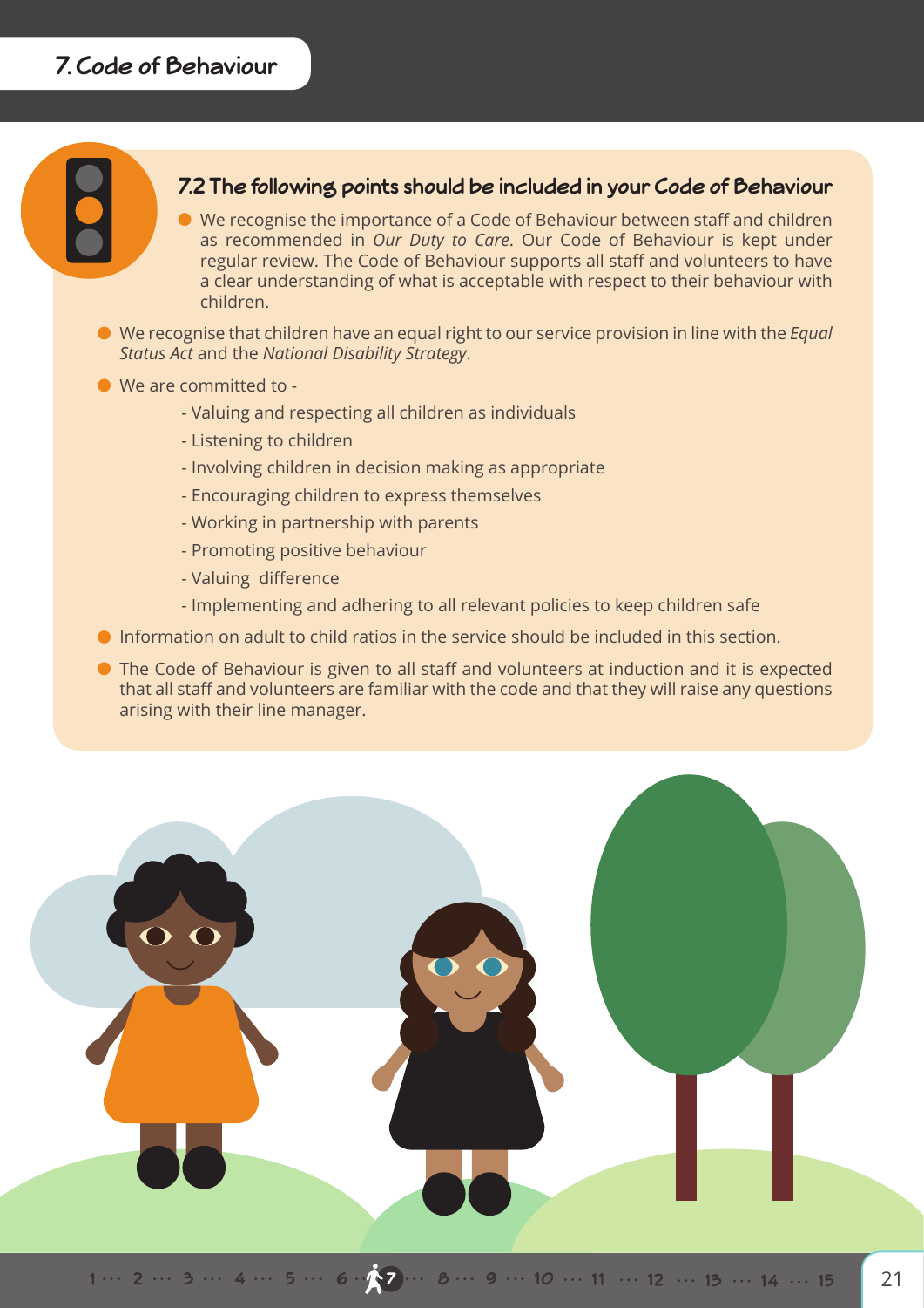# 7. Code of Behaviour

## 7.2 The following points should be included in your Code of Behaviour

- We recognise the importance of a Code of Behaviour between staff and children as recommended in *Our Duty to Care*. Our Code of Behaviour is kept under regular review. The Code of Behaviour supports all staff and volunteers to have a clear understanding of what is acceptable with respect to their behaviour with children.
- We recognise that children have an equal right to our service provision in line with the *Equal Status Act* and the *National Disability Strategy*.
- We are committed to -
  - Valuing and respecting all children as individuals
  - Listening to children
  - Involving children in decision making as appropriate
  - Encouraging children to express themselves
  - Working in partnership with parents
  - Promoting positive behaviour
  - Valuing difference
  - Implementing and adhering to all relevant policies to keep children safe
- Information on adult to child ratios in the service should be included in this section.
- The Code of Behaviour is given to all staff and volunteers at induction and it is expected that all staff and volunteers are familiar with the code and that they will raise any questions arising with their line manager.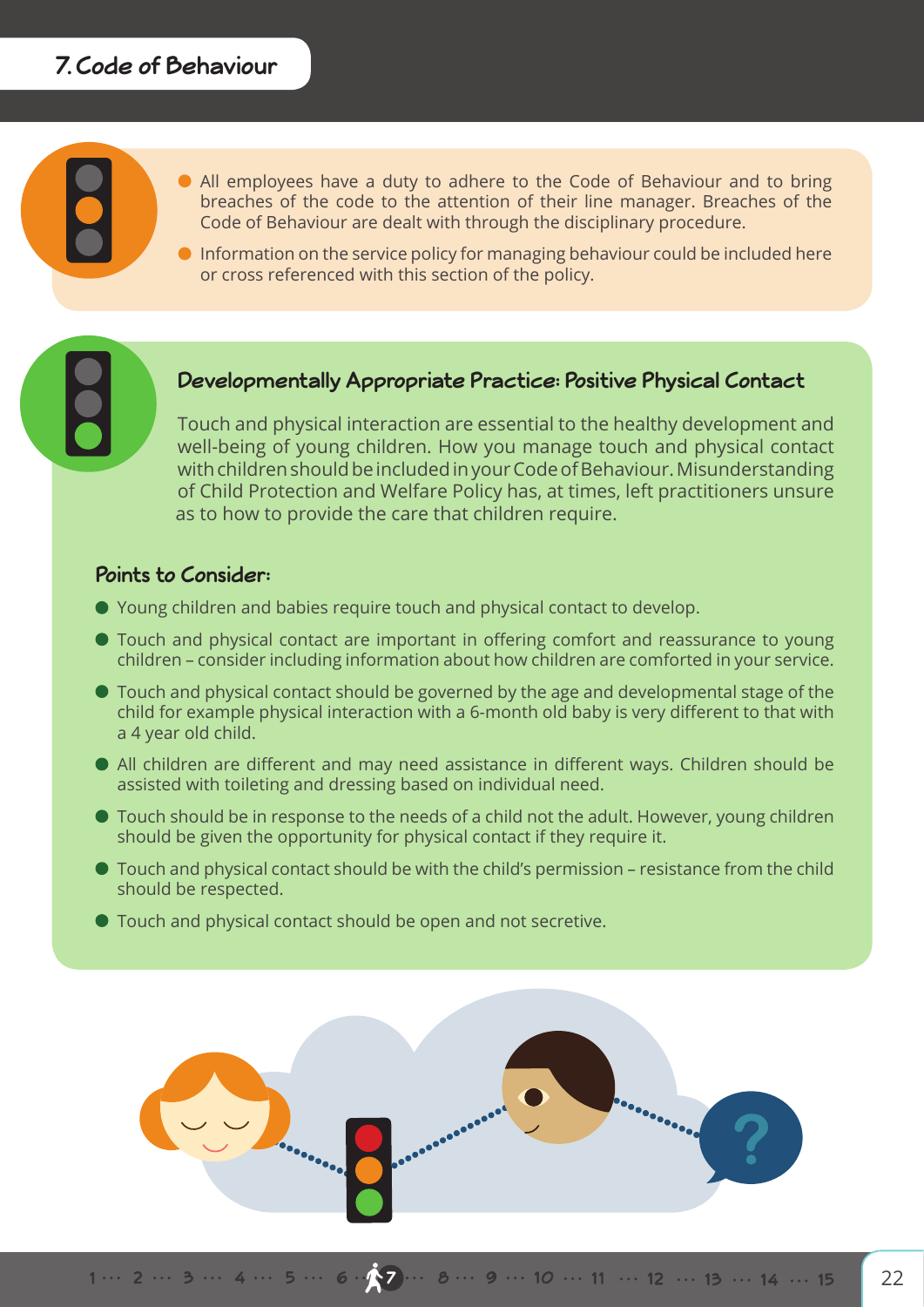## 7. Code of Behaviour

- All employees have a duty to adhere to the Code of Behaviour and to bring breaches of the code to the attention of their line manager. Breaches of the Code of Behaviour are dealt with through the disciplinary procedure.
- Information on the service policy for managing behaviour could be included here or cross referenced with this section of the policy.

### Developmentally Appropriate Practice: Positive Physical Contact

Touch and physical interaction are essential to the healthy development and well-being of young children. How you manage touch and physical contact with children should be included in your Code of Behaviour. Misunderstanding of Child Protection and Welfare Policy has, at times, left practitioners unsure as to how to provide the care that children require.

#### Points to Consider:

- Young children and babies require touch and physical contact to develop.
- Touch and physical contact are important in offering comfort and reassurance to young children – consider including information about how children are comforted in your service.
- Touch and physical contact should be governed by the age and developmental stage of the child for example physical interaction with a 6-month old baby is very different to that with a 4 year old child.
- All children are different and may need assistance in different ways. Children should be assisted with toileting and dressing based on individual need.
- Touch should be in response to the needs of a child not the adult. However, young children should be given the opportunity for physical contact if they require it.
- Touch and physical contact should be with the child's permission – resistance from the child should be respected.
- Touch and physical contact should be open and not secretive.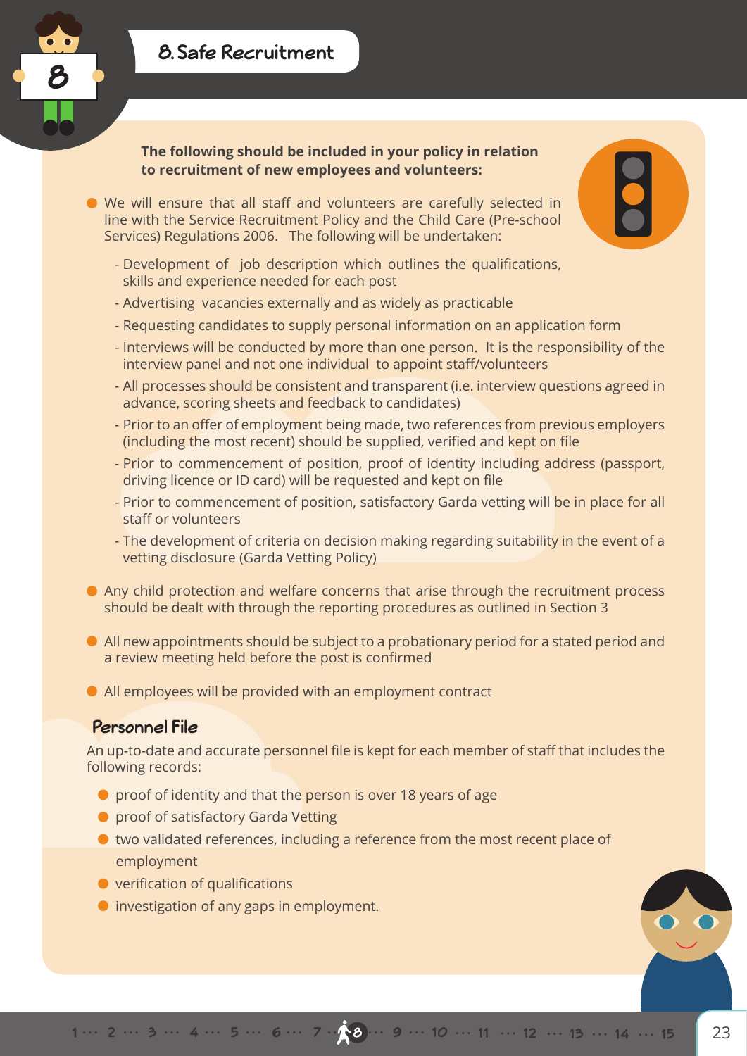# 8. Safe Recruitment

**The following should be included in your policy in relation to recruitment of new employees and volunteers:**

- We will ensure that all staff and volunteers are carefully selected in line with the Service Recruitment Policy and the Child Care (Pre-school Services) Regulations 2006. The following will be undertaken:
  - Development of job description which outlines the qualifications, skills and experience needed for each post
  - Advertising vacancies externally and as widely as practicable
  - Requesting candidates to supply personal information on an application form
  - Interviews will be conducted by more than one person. It is the responsibility of the interview panel and not one individual to appoint staff/volunteers
  - All processes should be consistent and transparent (i.e. interview questions agreed in advance, scoring sheets and feedback to candidates)
  - Prior to an offer of employment being made, two references from previous employers (including the most recent) should be supplied, verified and kept on file
  - Prior to commencement of position, proof of identity including address (passport, driving licence or ID card) will be requested and kept on file
  - Prior to commencement of position, satisfactory Garda vetting will be in place for all staff or volunteers
  - The development of criteria on decision making regarding suitability in the event of a vetting disclosure (Garda Vetting Policy)
- Any child protection and welfare concerns that arise through the recruitment process should be dealt with through the reporting procedures as outlined in Section 3
- All new appointments should be subject to a probationary period for a stated period and a review meeting held before the post is confirmed
- All employees will be provided with an employment contract

## Personnel File

An up-to-date and accurate personnel file is kept for each member of staff that includes the following records:

- proof of identity and that the person is over 18 years of age
- proof of satisfactory Garda Vetting
- two validated references, including a reference from the most recent place of employment
- verification of qualifications
- investigation of any gaps in employment.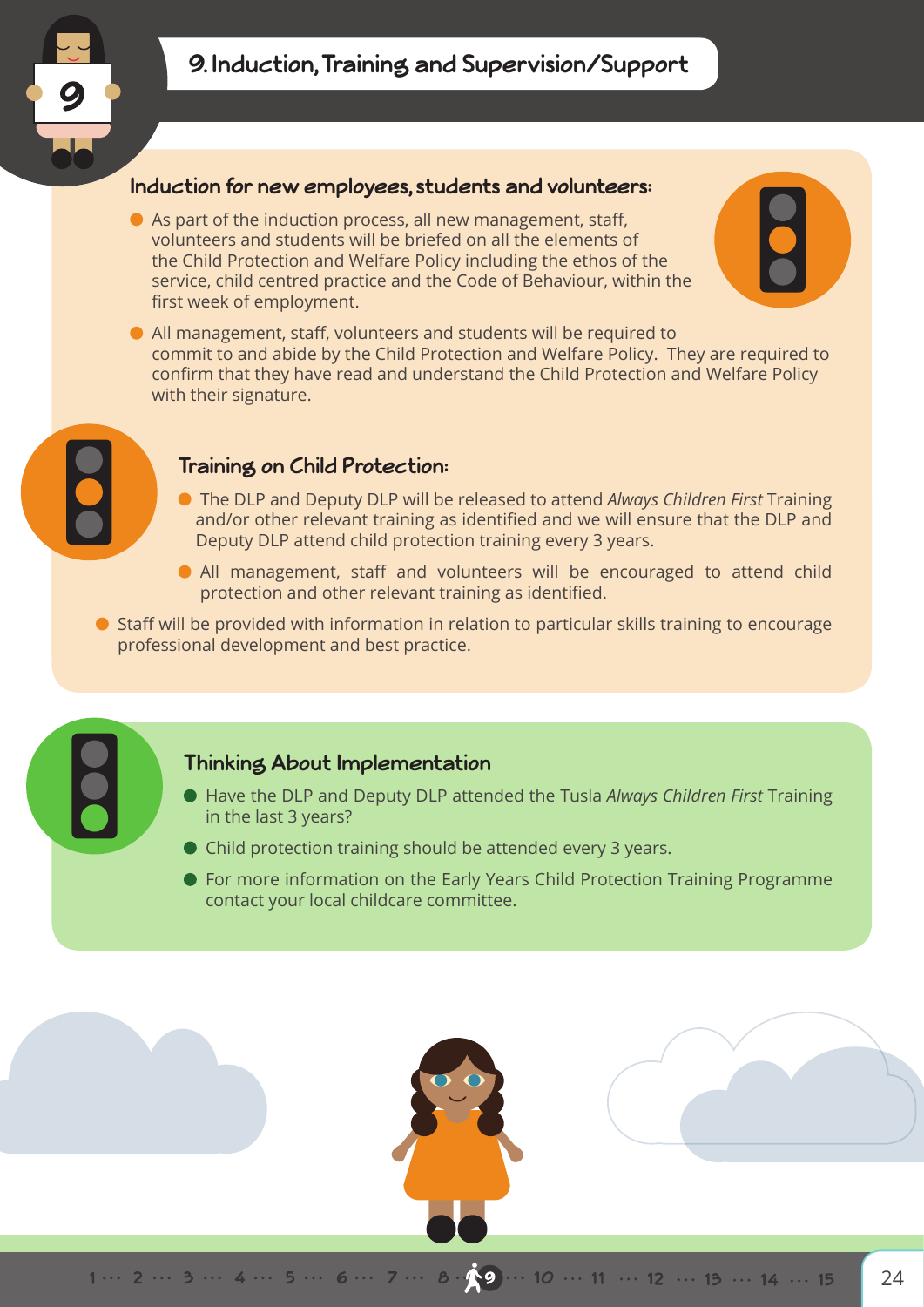## 9. Induction, Training and Supervision/Support

### Induction for new employees, students and volunteers:

- As part of the induction process, all new management, staff, volunteers and students will be briefed on all the elements of the Child Protection and Welfare Policy including the ethos of the service, child centred practice and the Code of Behaviour, within the first week of employment.
- All management, staff, volunteers and students will be required to commit to and abide by the Child Protection and Welfare Policy. They are required to confirm that they have read and understand the Child Protection and Welfare Policy with their signature.

### Training on Child Protection:

- The DLP and Deputy DLP will be released to attend *Always Children First* Training and/or other relevant training as identified and we will ensure that the DLP and Deputy DLP attend child protection training every 3 years.
- All management, staff and volunteers will be encouraged to attend child protection and other relevant training as identified.
- Staff will be provided with information in relation to particular skills training to encourage professional development and best practice.

### Thinking About Implementation

- Have the DLP and Deputy DLP attended the Tusla *Always Children First* Training in the last 3 years?
- Child protection training should be attended every 3 years.
- For more information on the Early Years Child Protection Training Programme contact your local childcare committee.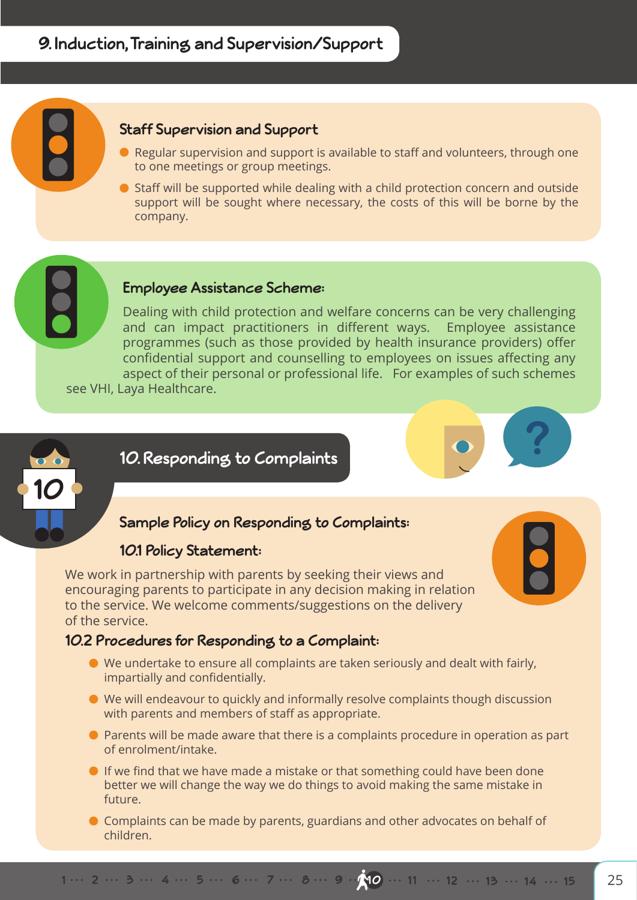## 9. Induction, Training and Supervision/Support

### Staff Supervision and Support

- Regular supervision and support is available to staff and volunteers, through one to one meetings or group meetings.
- Staff will be supported while dealing with a child protection concern and outside support will be sought where necessary, the costs of this will be borne by the company.

### Employee Assistance Scheme:

Dealing with child protection and welfare concerns can be very challenging and can impact practitioners in different ways. Employee assistance programmes (such as those provided by health insurance providers) offer confidential support and counselling to employees on issues affecting any aspect of their personal or professional life. For examples of such schemes see VHI, Laya Healthcare.

## 10. Responding to Complaints

### Sample Policy on Responding to Complaints:

### 10.1 Policy Statement:

We work in partnership with parents by seeking their views and encouraging parents to participate in any decision making in relation to the service. We welcome comments/suggestions on the delivery of the service.

### 10.2 Procedures for Responding to a Complaint:

- We undertake to ensure all complaints are taken seriously and dealt with fairly, impartially and confidentially.
- We will endeavour to quickly and informally resolve complaints though discussion with parents and members of staff as appropriate.
- Parents will be made aware that there is a complaints procedure in operation as part of enrolment/intake.
- If we find that we have made a mistake or that something could have been done better we will change the way we do things to avoid making the same mistake in future.
- Complaints can be made by parents, guardians and other advocates on behalf of children.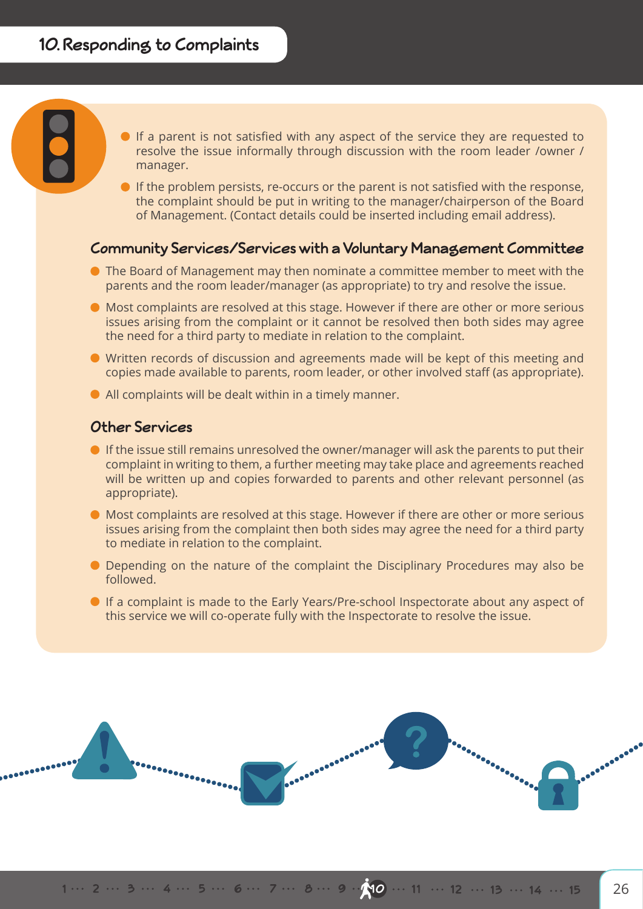## 10. Responding to Complaints

- If a parent is not satisfied with any aspect of the service they are requested to resolve the issue informally through discussion with the room leader /owner / manager.
- If the problem persists, re-occurs or the parent is not satisfied with the response, the complaint should be put in writing to the manager/chairperson of the Board of Management. (Contact details could be inserted including email address).

### Community Services/Services with a Voluntary Management Committee

- The Board of Management may then nominate a committee member to meet with the parents and the room leader/manager (as appropriate) to try and resolve the issue.
- Most complaints are resolved at this stage. However if there are other or more serious issues arising from the complaint or it cannot be resolved then both sides may agree the need for a third party to mediate in relation to the complaint.
- Written records of discussion and agreements made will be kept of this meeting and copies made available to parents, room leader, or other involved staff (as appropriate).
- All complaints will be dealt within in a timely manner.

### Other Services

- If the issue still remains unresolved the owner/manager will ask the parents to put their complaint in writing to them, a further meeting may take place and agreements reached will be written up and copies forwarded to parents and other relevant personnel (as appropriate).
- Most complaints are resolved at this stage. However if there are other or more serious issues arising from the complaint then both sides may agree the need for a third party to mediate in relation to the complaint.
- Depending on the nature of the complaint the Disciplinary Procedures may also be followed.
- If a complaint is made to the Early Years/Pre-school Inspectorate about any aspect of this service we will co-operate fully with the Inspectorate to resolve the issue.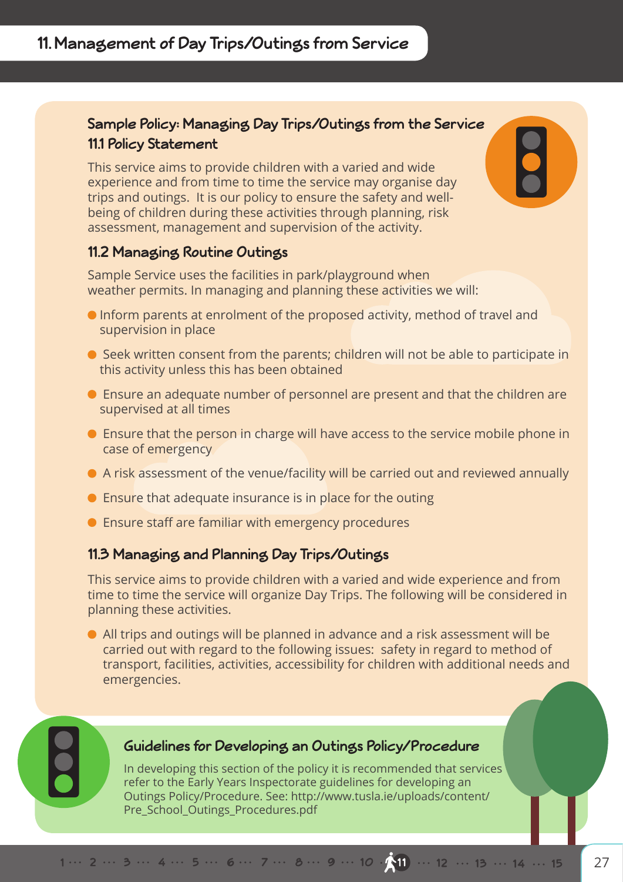# 11. Management of Day Trips/Outings from Service

## Sample Policy: Managing Day Trips/Outings from the Service

### 11.1 Policy Statement

This service aims to provide children with a varied and wide experience and from time to time the service may organise day trips and outings. It is our policy to ensure the safety and well-being of children during these activities through planning, risk assessment, management and supervision of the activity.

### 11.2 Managing Routine Outings

Sample Service uses the facilities in park/playground when weather permits. In managing and planning these activities we will:

- Inform parents at enrolment of the proposed activity, method of travel and supervision in place
- Seek written consent from the parents; children will not be able to participate in this activity unless this has been obtained
- Ensure an adequate number of personnel are present and that the children are supervised at all times
- Ensure that the person in charge will have access to the service mobile phone in case of emergency
- A risk assessment of the venue/facility will be carried out and reviewed annually
- Ensure that adequate insurance is in place for the outing
- Ensure staff are familiar with emergency procedures

### 11.3 Managing and Planning Day Trips/Outings

This service aims to provide children with a varied and wide experience and from time to time the service will organize Day Trips. The following will be considered in planning these activities.

- All trips and outings will be planned in advance and a risk assessment will be carried out with regard to the following issues: safety in regard to method of transport, facilities, activities, accessibility for children with additional needs and emergencies.

## Guidelines for Developing an Outings Policy/Procedure

In developing this section of the policy it is recommended that services refer to the Early Years Inspectorate guidelines for developing an Outings Policy/Procedure. See: http://www.tusla.ie/uploads/content/Pre_School_Outings_Procedures.pdf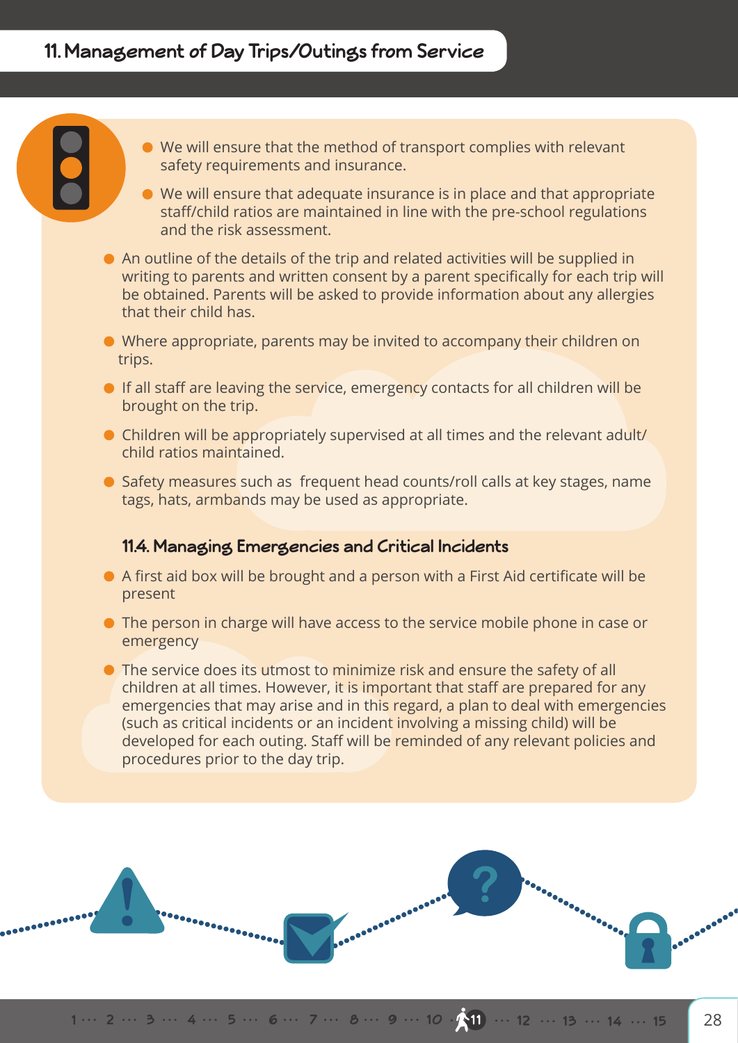- We will ensure that the method of transport complies with relevant safety requirements and insurance.
- We will ensure that adequate insurance is in place and that appropriate staff/child ratios are maintained in line with the pre-school regulations and the risk assessment.
- An outline of the details of the trip and related activities will be supplied in writing to parents and written consent by a parent specifically for each trip will be obtained. Parents will be asked to provide information about any allergies that their child has.
- Where appropriate, parents may be invited to accompany their children on trips.
- If all staff are leaving the service, emergency contacts for all children will be brought on the trip.
- Children will be appropriately supervised at all times and the relevant adult/child ratios maintained.
- Safety measures such as frequent head counts/roll calls at key stages, name tags, hats, armbands may be used as appropriate.

### 11.4. Managing Emergencies and Critical Incidents

- A first aid box will be brought and a person with a First Aid certificate will be present
- The person in charge will have access to the service mobile phone in case or emergency
- The service does its utmost to minimize risk and ensure the safety of all children at all times. However, it is important that staff are prepared for any emergencies that may arise and in this regard, a plan to deal with emergencies (such as critical incidents or an incident involving a missing child) will be developed for each outing. Staff will be reminded of any relevant policies and procedures prior to the day trip.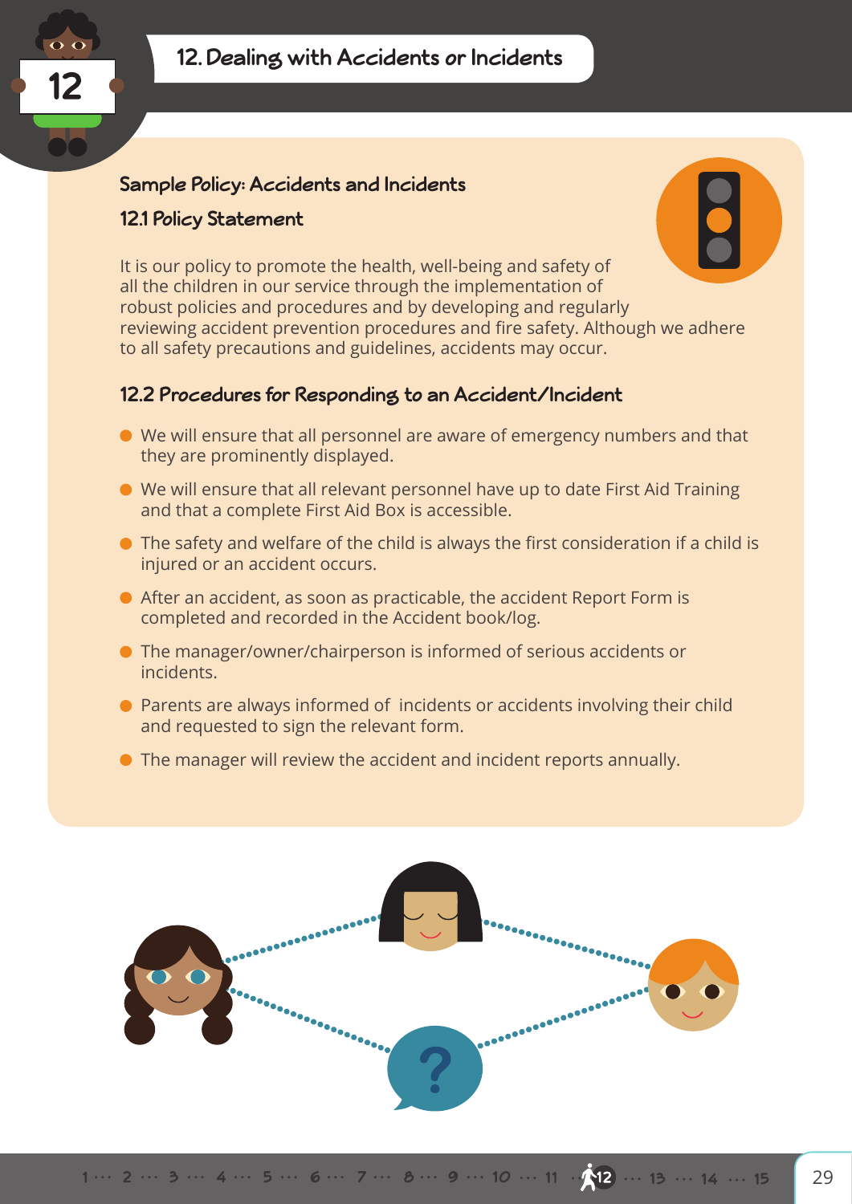## 12. Dealing with Accidents or Incidents

### Sample Policy: Accidents and Incidents

### 12.1 Policy Statement

It is our policy to promote the health, well-being and safety of all the children in our service through the implementation of robust policies and procedures and by developing and regularly reviewing accident prevention procedures and fire safety. Although we adhere to all safety precautions and guidelines, accidents may occur.

### 12.2 Procedures for Responding to an Accident/Incident

- We will ensure that all personnel are aware of emergency numbers and that they are prominently displayed.
- We will ensure that all relevant personnel have up to date First Aid Training and that a complete First Aid Box is accessible.
- The safety and welfare of the child is always the first consideration if a child is injured or an accident occurs.
- After an accident, as soon as practicable, the accident Report Form is completed and recorded in the Accident book/log.
- The manager/owner/chairperson is informed of serious accidents or incidents.
- Parents are always informed of incidents or accidents involving their child and requested to sign the relevant form.
- The manager will review the accident and incident reports annually.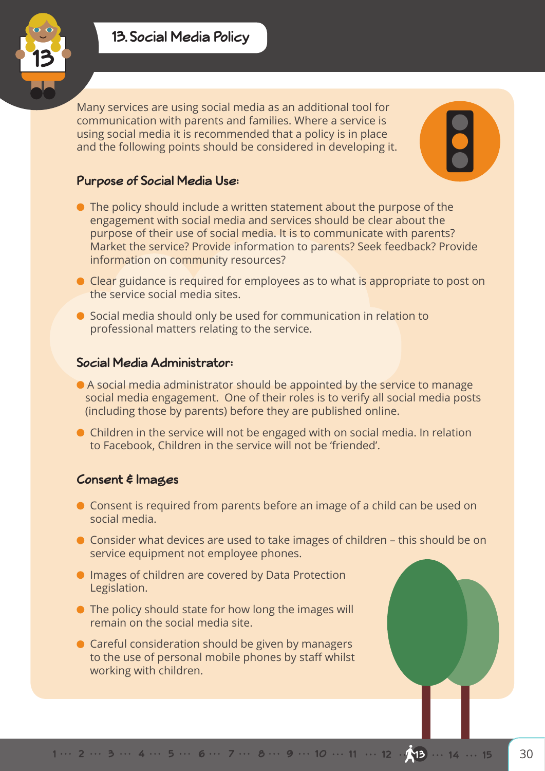# 13. Social Media Policy

Many services are using social media as an additional tool for communication with parents and families. Where a service is using social media it is recommended that a policy is in place and the following points should be considered in developing it.

## Purpose of Social Media Use:

- The policy should include a written statement about the purpose of the engagement with social media and services should be clear about the purpose of their use of social media. It is to communicate with parents? Market the service? Provide information to parents? Seek feedback? Provide information on community resources?
- Clear guidance is required for employees as to what is appropriate to post on the service social media sites.
- Social media should only be used for communication in relation to professional matters relating to the service.

## Social Media Administrator:

- A social media administrator should be appointed by the service to manage social media engagement. One of their roles is to verify all social media posts (including those by parents) before they are published online.
- Children in the service will not be engaged with on social media. In relation to Facebook, Children in the service will not be 'friended'.

## Consent & Images

- Consent is required from parents before an image of a child can be used on social media.
- Consider what devices are used to take images of children – this should be on service equipment not employee phones.
- Images of children are covered by Data Protection Legislation.
- The policy should state for how long the images will remain on the social media site.
- Careful consideration should be given by managers to the use of personal mobile phones by staff whilst working with children.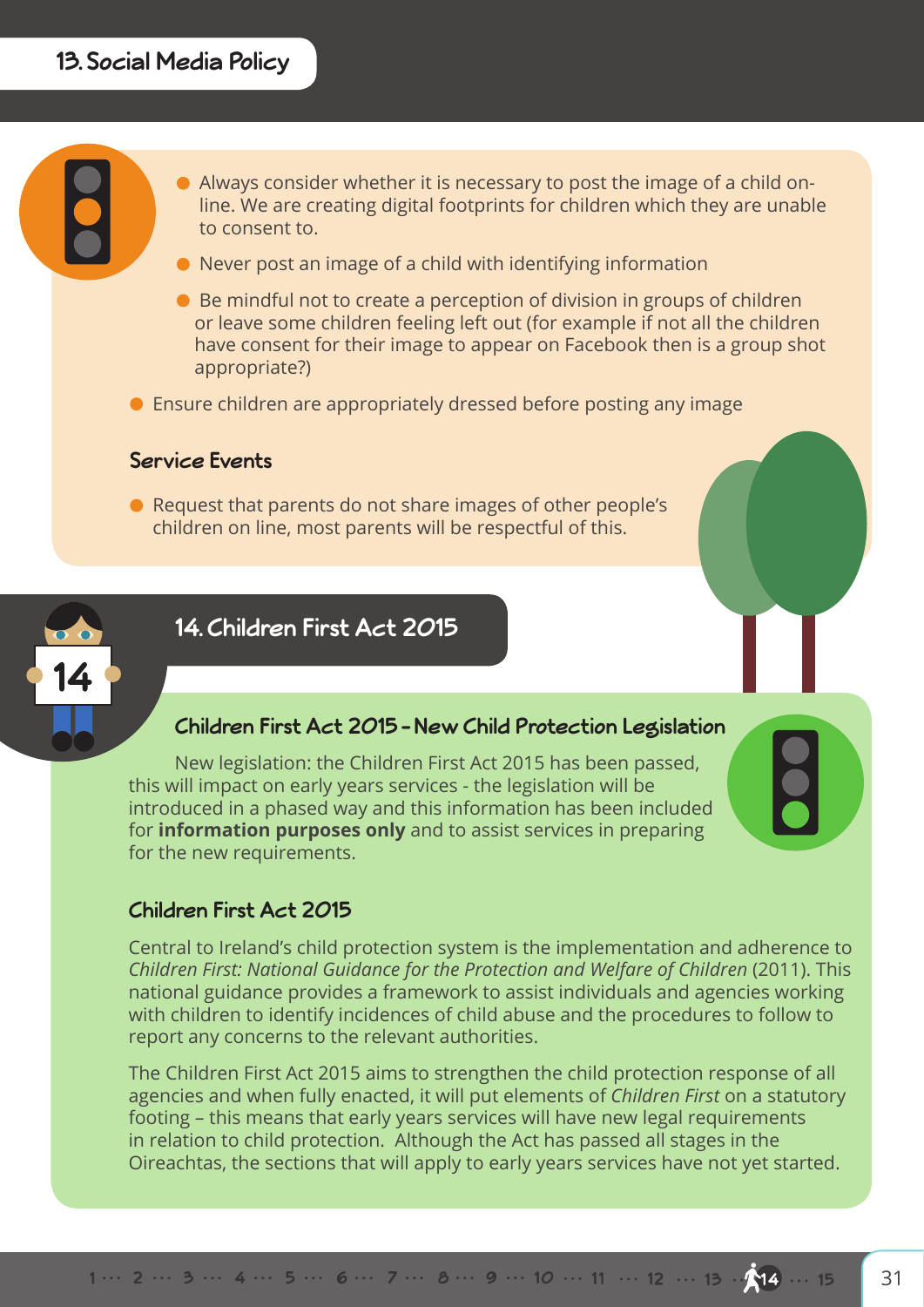## 13. Social Media Policy

- Always consider whether it is necessary to post the image of a child on-line. We are creating digital footprints for children which they are unable to consent to.
- Never post an image of a child with identifying information
- Be mindful not to create a perception of division in groups of children or leave some children feeling left out (for example if not all the children have consent for their image to appear on Facebook then is a group shot appropriate?)
- Ensure children are appropriately dressed before posting any image

### Service Events

- Request that parents do not share images of other people's children on line, most parents will be respectful of this.

## 14. Children First Act 2015

### Children First Act 2015 – New Child Protection Legislation

New legislation: the Children First Act 2015 has been passed, this will impact on early years services - the legislation will be introduced in a phased way and this information has been included for **information purposes only** and to assist services in preparing for the new requirements.

### Children First Act 2015

Central to Ireland's child protection system is the implementation and adherence to *Children First: National Guidance for the Protection and Welfare of Children* (2011). This national guidance provides a framework to assist individuals and agencies working with children to identify incidences of child abuse and the procedures to follow to report any concerns to the relevant authorities.

The Children First Act 2015 aims to strengthen the child protection response of all agencies and when fully enacted, it will put elements of *Children First* on a statutory footing – this means that early years services will have new legal requirements in relation to child protection. Although the Act has passed all stages in the Oireachtas, the sections that will apply to early years services have not yet started.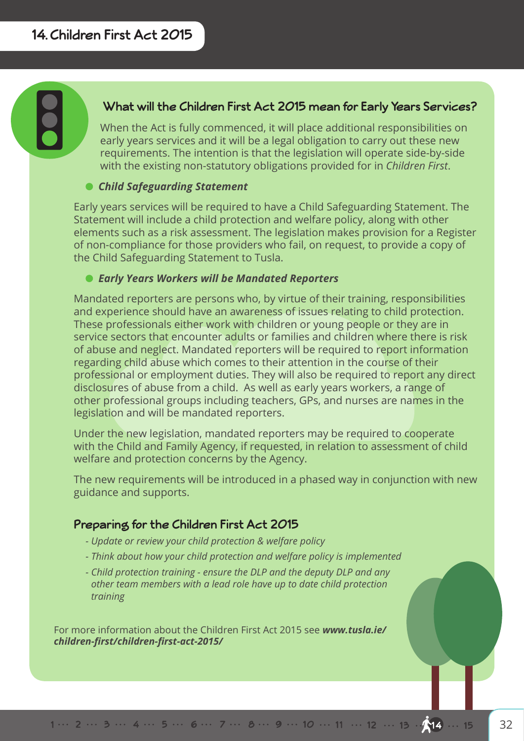# 14. Children First Act 2015

## What will the Children First Act 2015 mean for Early Years Services?

When the Act is fully commenced, it will place additional responsibilities on early years services and it will be a legal obligation to carry out these new requirements. The intention is that the legislation will operate side-by-side with the existing non-statutory obligations provided for in *Children First*.

- ***Child Safeguarding Statement***

Early years services will be required to have a Child Safeguarding Statement. The Statement will include a child protection and welfare policy, along with other elements such as a risk assessment. The legislation makes provision for a Register of non-compliance for those providers who fail, on request, to provide a copy of the Child Safeguarding Statement to Tusla.

- ***Early Years Workers will be Mandated Reporters***

Mandated reporters are persons who, by virtue of their training, responsibilities and experience should have an awareness of issues relating to child protection. These professionals either work with children or young people or they are in service sectors that encounter adults or families and children where there is risk of abuse and neglect. Mandated reporters will be required to report information regarding child abuse which comes to their attention in the course of their professional or employment duties. They will also be required to report any direct disclosures of abuse from a child. As well as early years workers, a range of other professional groups including teachers, GPs, and nurses are names in the legislation and will be mandated reporters.

Under the new legislation, mandated reporters may be required to cooperate with the Child and Family Agency, if requested, in relation to assessment of child welfare and protection concerns by the Agency.

The new requirements will be introduced in a phased way in conjunction with new guidance and supports.

## Preparing for the Children First Act 2015

- *Update or review your child protection & welfare policy*
- *Think about how your child protection and welfare policy is implemented*
- *Child protection training - ensure the DLP and the deputy DLP and any other team members with a lead role have up to date child protection training*

For more information about the Children First Act 2015 see ***www.tusla.ie/children-first/children-first-act-2015/***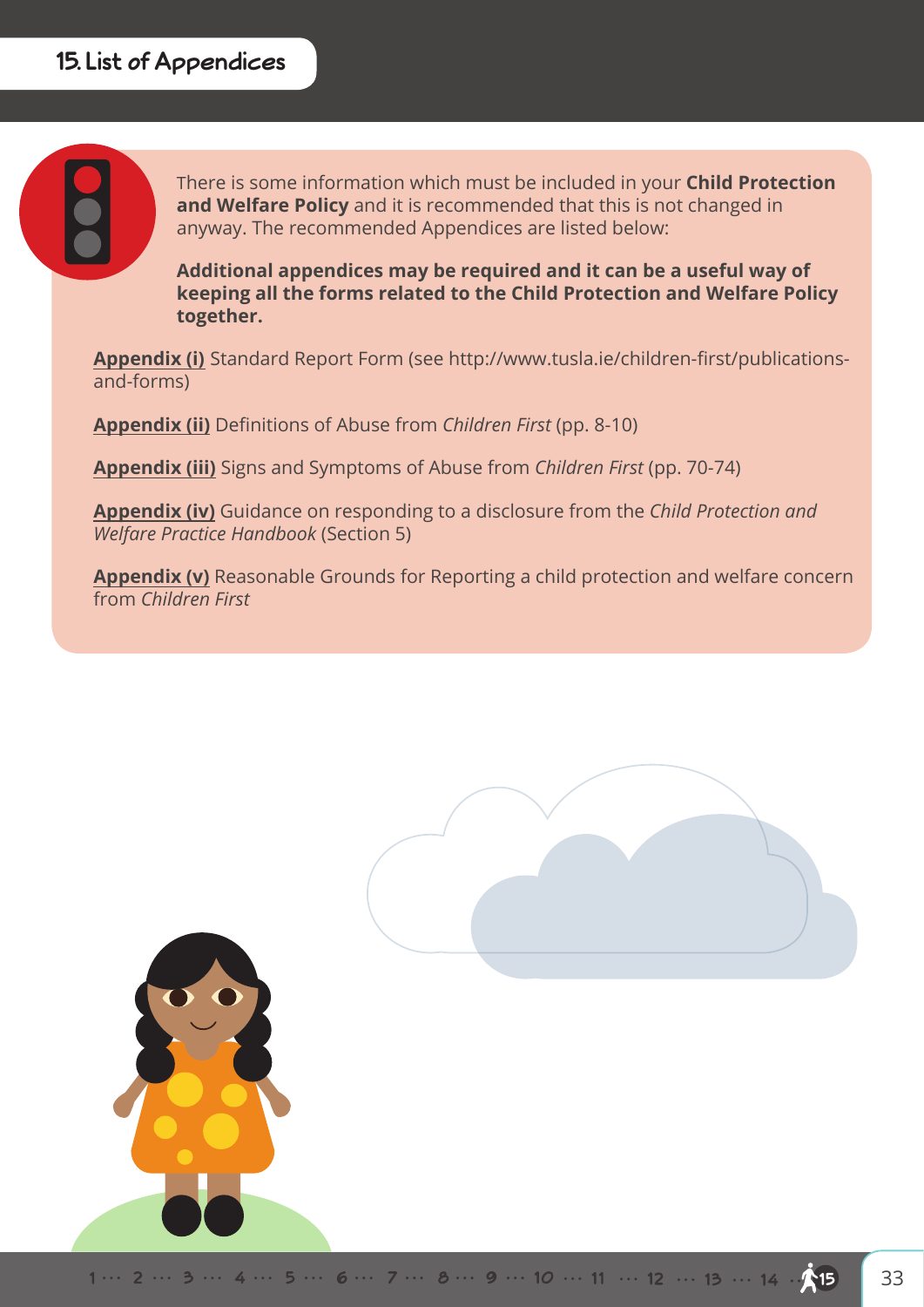# 15. List of Appendices

There is some information which must be included in your **Child Protection and Welfare Policy** and it is recommended that this is not changed in anyway. The recommended Appendices are listed below:

**Additional appendices may be required and it can be a useful way of keeping all the forms related to the Child Protection and Welfare Policy together.**

**Appendix (i)** Standard Report Form (see http://www.tusla.ie/children-first/publications-and-forms)

**Appendix (ii)** Definitions of Abuse from *Children First* (pp. 8-10)

**Appendix (iii)** Signs and Symptoms of Abuse from *Children First* (pp. 70-74)

**Appendix (iv)** Guidance on responding to a disclosure from the *Child Protection and Welfare Practice Handbook* (Section 5)

**Appendix (v)** Reasonable Grounds for Reporting a child protection and welfare concern from *Children First*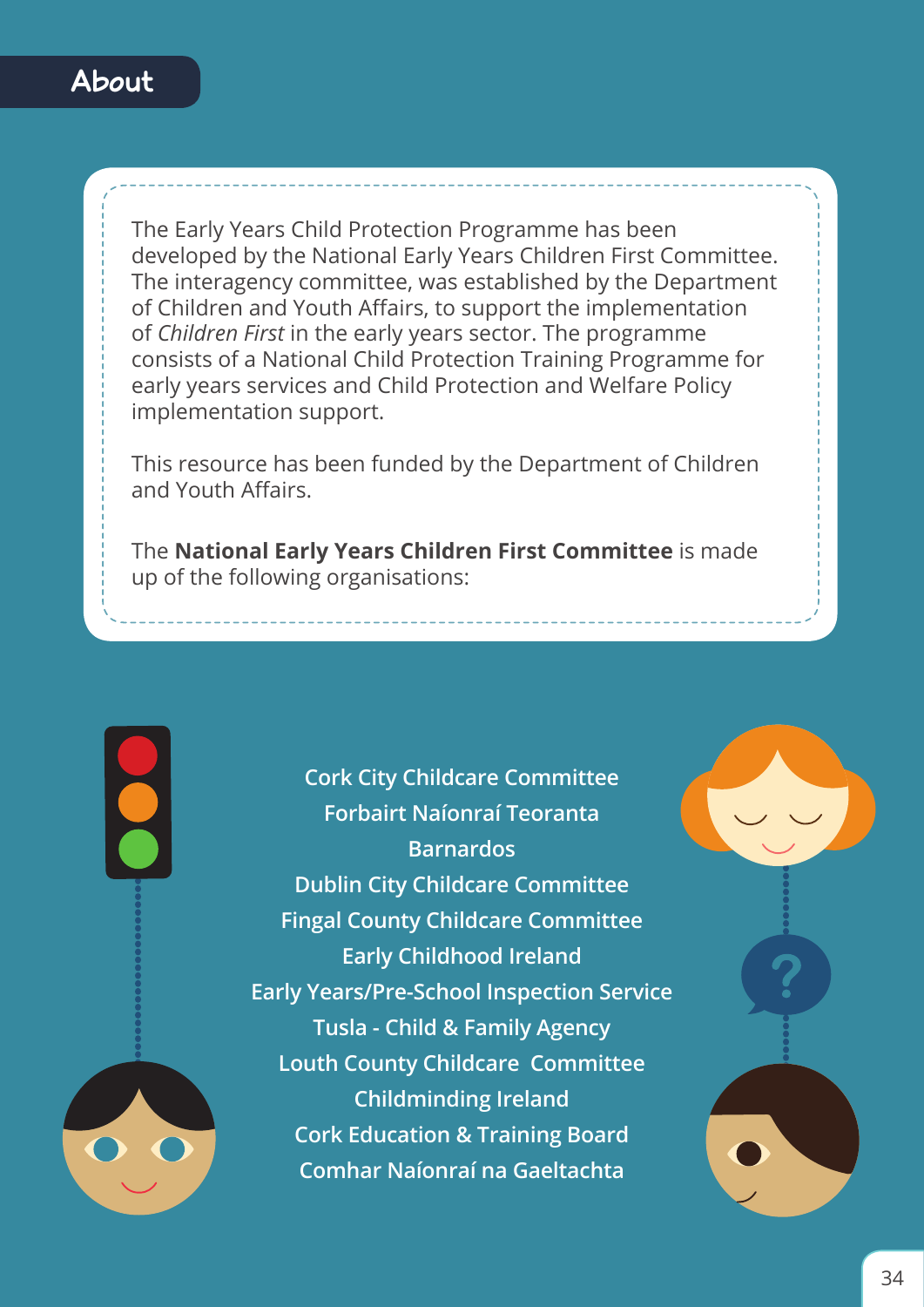# About

The Early Years Child Protection Programme has been developed by the National Early Years Children First Committee. The interagency committee, was established by the Department of Children and Youth Affairs, to support the implementation of *Children First* in the early years sector. The programme consists of a National Child Protection Training Programme for early years services and Child Protection and Welfare Policy implementation support.

This resource has been funded by the Department of Children and Youth Affairs.

The **National Early Years Children First Committee** is made up of the following organisations:

Cork City Childcare Committee
Forbairt Naíonraí Teoranta
Barnardos
Dublin City Childcare Committee
Fingal County Childcare Committee
Early Childhood Ireland
Early Years/Pre-School Inspection Service
Tusla - Child & Family Agency
Louth County Childcare Committee
Childminding Ireland
Cork Education & Training Board
Comhar Naíonraí na Gaeltachta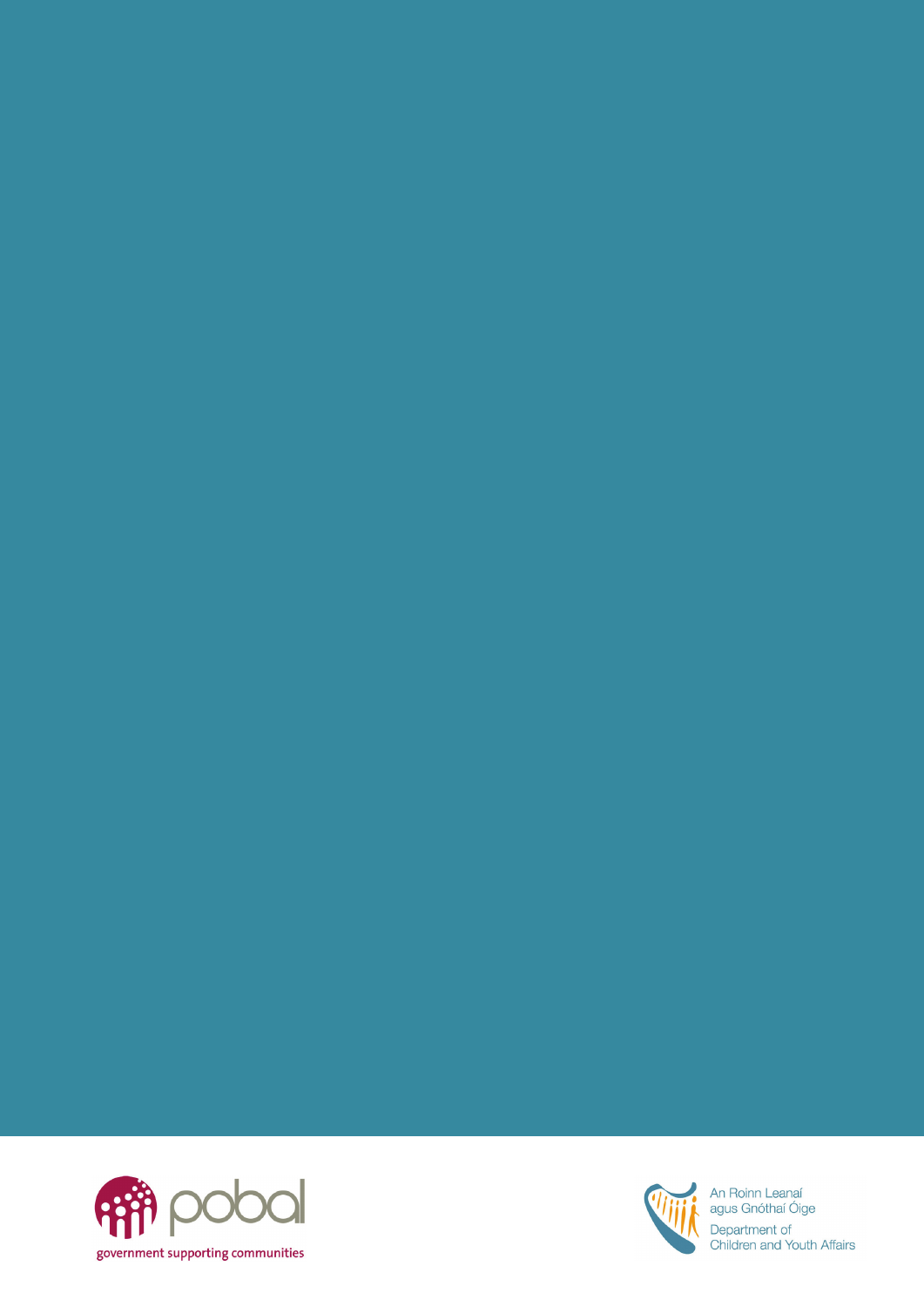government supporting communities

An Roinn Leanaí
agus Gnóthaí Óige
Department of
Children and Youth Affairs